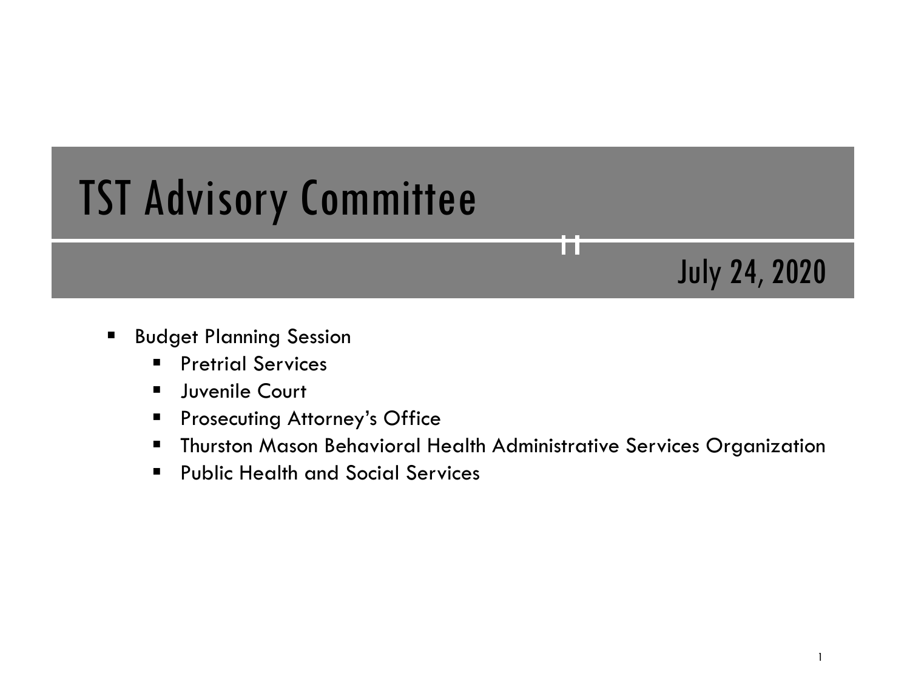# TST Advisory Committee

July 24, 2020

- Budget Planning Session
  - Pretrial Services
  - Juvenile Court
  - Prosecuting Attorney's Office
  - Thurston Mason Behavioral Health Administrative Services Organization
  - Public Health and Social Services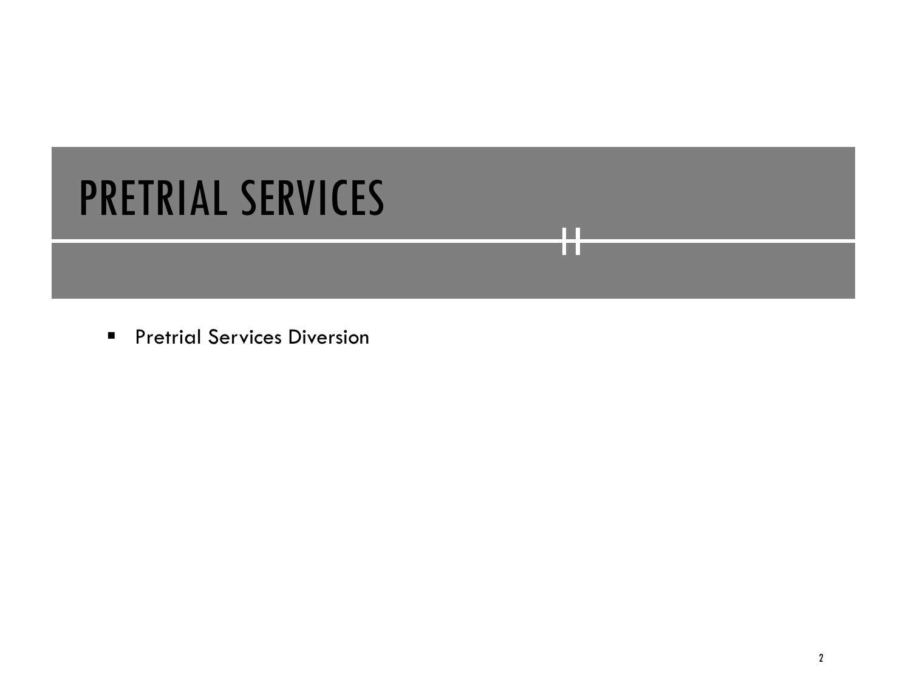# PRETRIAL SERVICES

- Pretrial Services Diversion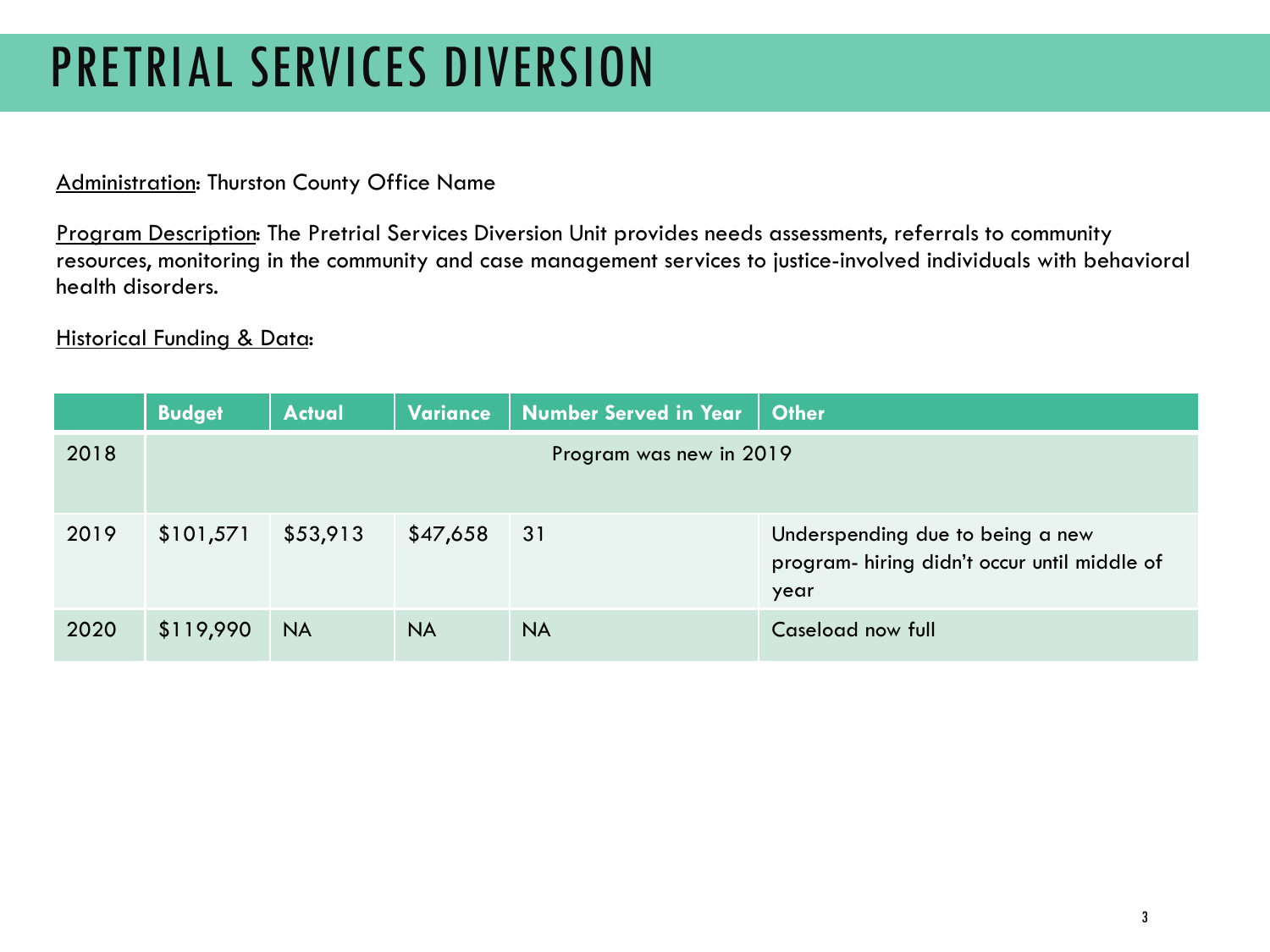# PRETRIAL SERVICES DIVERSION

Administration: Thurston County Office Name

Program Description: The Pretrial Services Diversion Unit provides needs assessments, referrals to community resources, monitoring in the community and case management services to justice-involved individuals with behavioral health disorders.

Historical Funding & Data:

| | Budget | Actual | Variance | Number Served in Year | Other |
|---|---|---|---|---|---|
| 2018 | Program was new in 2019 | | | | |
| 2019 | $101,571 | $53,913 | $47,658 | 31 | Underspending due to being a new program- hiring didn't occur until middle of year |
| 2020 | $119,990 | NA | NA | NA | Caseload now full |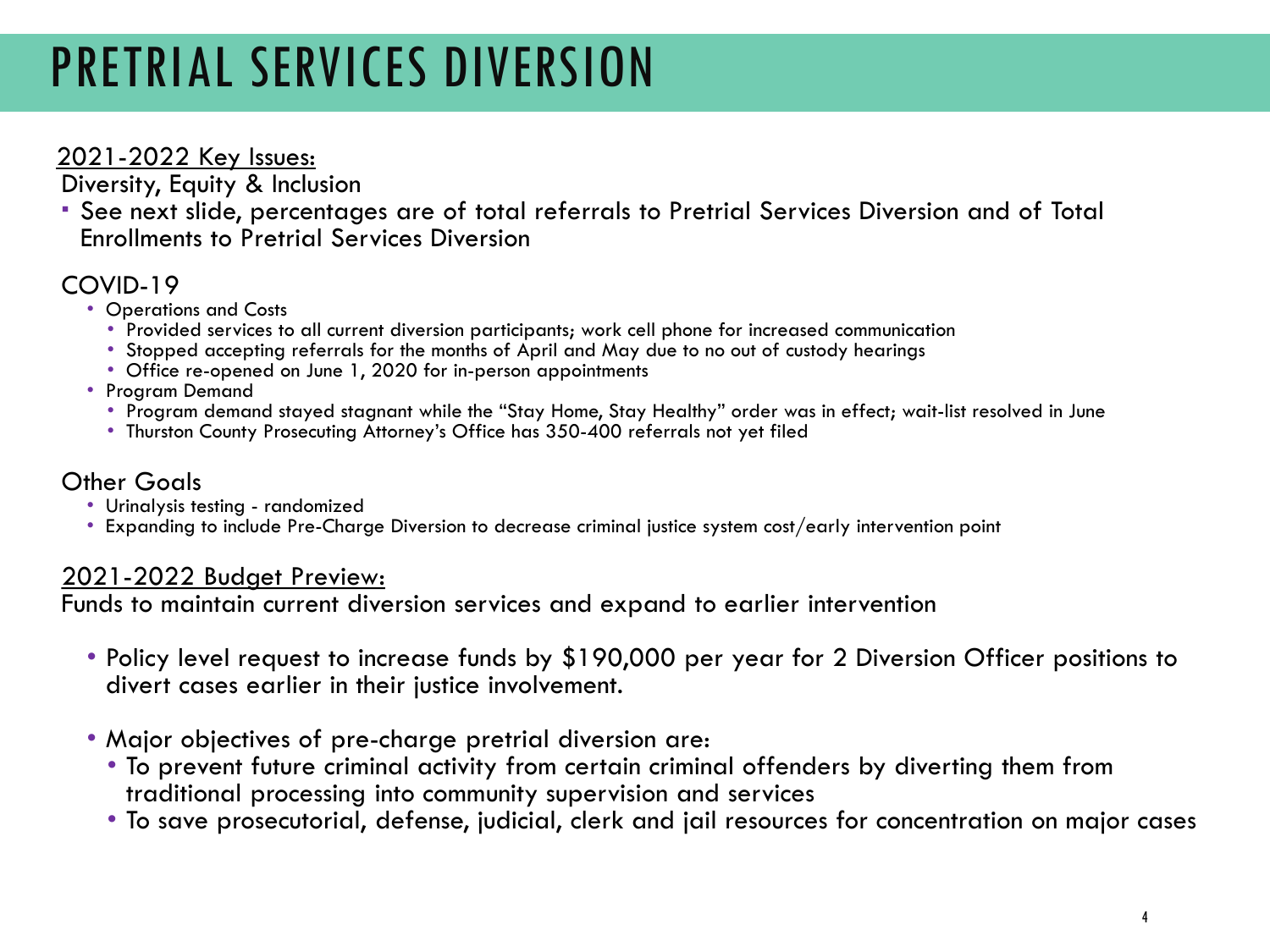# PRETRIAL SERVICES DIVERSION

<u>2021-2022 Key Issues:</u>

Diversity, Equity & Inclusion

- See next slide, percentages are of total referrals to Pretrial Services Diversion and of Total Enrollments to Pretrial Services Diversion

COVID-19

- Operations and Costs
  - Provided services to all current diversion participants; work cell phone for increased communication
  - Stopped accepting referrals for the months of April and May due to no out of custody hearings
  - Office re-opened on June 1, 2020 for in-person appointments
- Program Demand
  - Program demand stayed stagnant while the "Stay Home, Stay Healthy" order was in effect; wait-list resolved in June
  - Thurston County Prosecuting Attorney's Office has 350-400 referrals not yet filed

Other Goals

- Urinalysis testing - randomized
- Expanding to include Pre-Charge Diversion to decrease criminal justice system cost/early intervention point

<u>2021-2022 Budget Preview:</u>

Funds to maintain current diversion services and expand to earlier intervention

- Policy level request to increase funds by $190,000 per year for 2 Diversion Officer positions to divert cases earlier in their justice involvement.
- Major objectives of pre-charge pretrial diversion are:
  - To prevent future criminal activity from certain criminal offenders by diverting them from traditional processing into community supervision and services
  - To save prosecutorial, defense, judicial, clerk and jail resources for concentration on major cases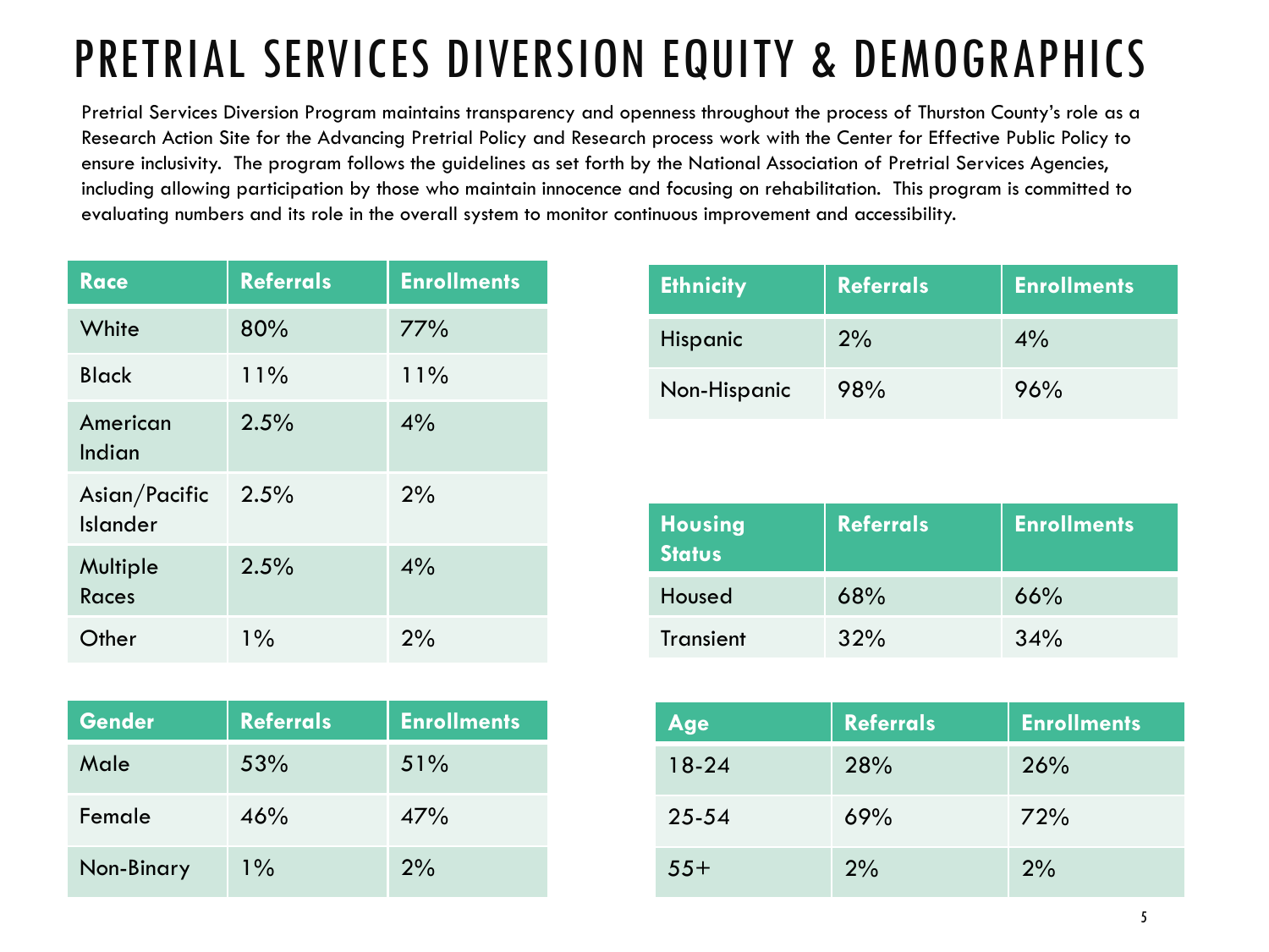# PRETRIAL SERVICES DIVERSION EQUITY & DEMOGRAPHICS

Pretrial Services Diversion Program maintains transparency and openness throughout the process of Thurston County's role as a Research Action Site for the Advancing Pretrial Policy and Research process work with the Center for Effective Public Policy to ensure inclusivity. The program follows the guidelines as set forth by the National Association of Pretrial Services Agencies, including allowing participation by those who maintain innocence and focusing on rehabilitation. This program is committed to evaluating numbers and its role in the overall system to monitor continuous improvement and accessibility.

| Race | Referrals | Enrollments |
| --- | --- | --- |
| White | 80% | 77% |
| Black | 11% | 11% |
| American Indian | 2.5% | 4% |
| Asian/Pacific Islander | 2.5% | 2% |
| Multiple Races | 2.5% | 4% |
| Other | 1% | 2% |

| Gender | Referrals | Enrollments |
| --- | --- | --- |
| Male | 53% | 51% |
| Female | 46% | 47% |
| Non-Binary | 1% | 2% |

| Ethnicity | Referrals | Enrollments |
| --- | --- | --- |
| Hispanic | 2% | 4% |
| Non-Hispanic | 98% | 96% |

| Housing Status | Referrals | Enrollments |
| --- | --- | --- |
| Housed | 68% | 66% |
| Transient | 32% | 34% |

| Age | Referrals | Enrollments |
| --- | --- | --- |
| 18-24 | 28% | 26% |
| 25-54 | 69% | 72% |
| 55+ | 2% | 2% |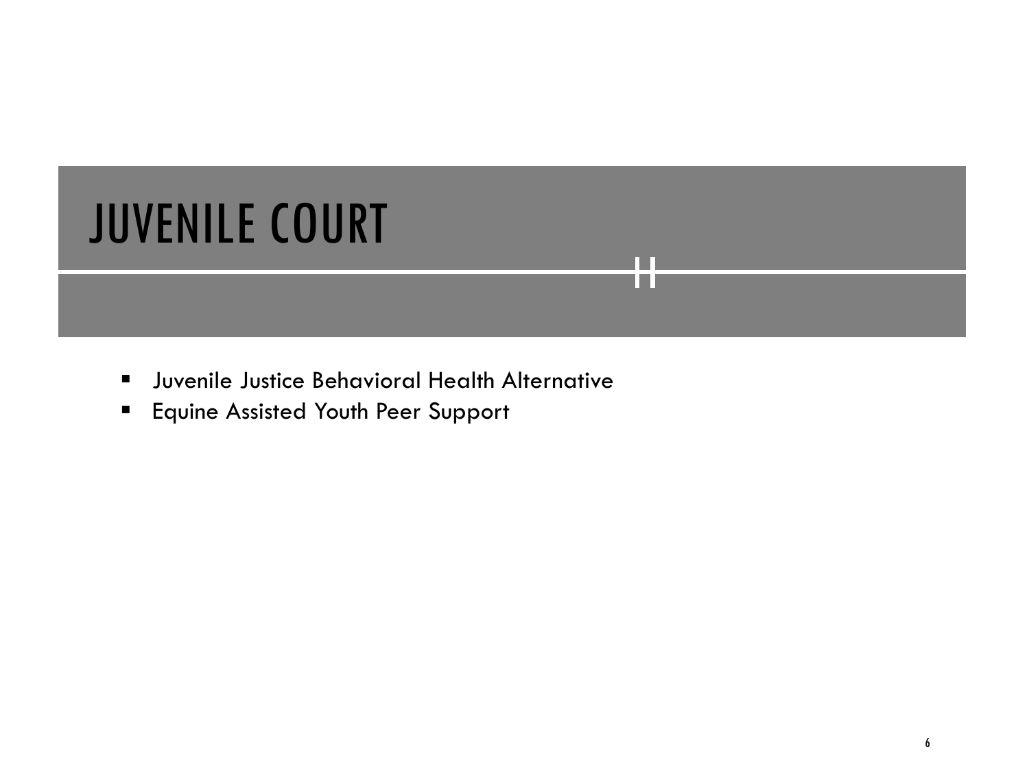# JUVENILE COURT

- Juvenile Justice Behavioral Health Alternative
- Equine Assisted Youth Peer Support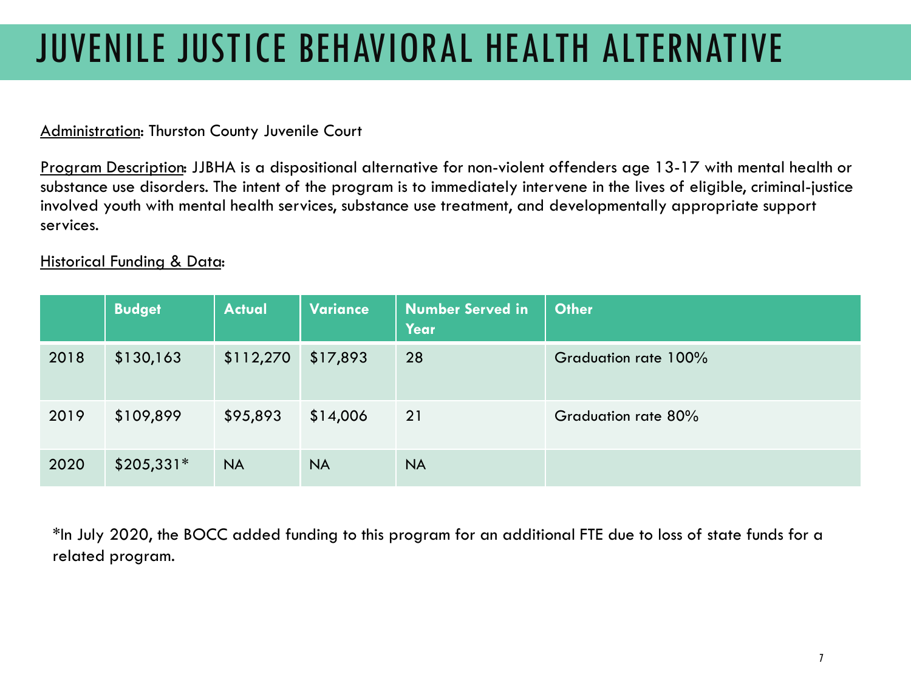# JUVENILE JUSTICE BEHAVIORAL HEALTH ALTERNATIVE

Administration: Thurston County Juvenile Court

Program Description: JJBHA is a dispositional alternative for non-violent offenders age 13-17 with mental health or substance use disorders. The intent of the program is to immediately intervene in the lives of eligible, criminal-justice involved youth with mental health services, substance use treatment, and developmentally appropriate support services.

Historical Funding & Data:

| | Budget | Actual | Variance | Number Served in Year | Other |
|---|---|---|---|---|---|
| 2018 | $130,163 | $112,270 | $17,893 | 28 | Graduation rate 100% |
| 2019 | $109,899 | $95,893 | $14,006 | 21 | Graduation rate 80% |
| 2020 | $205,331* | NA | NA | NA | |

*In July 2020, the BOCC added funding to this program for an additional FTE due to loss of state funds for a related program.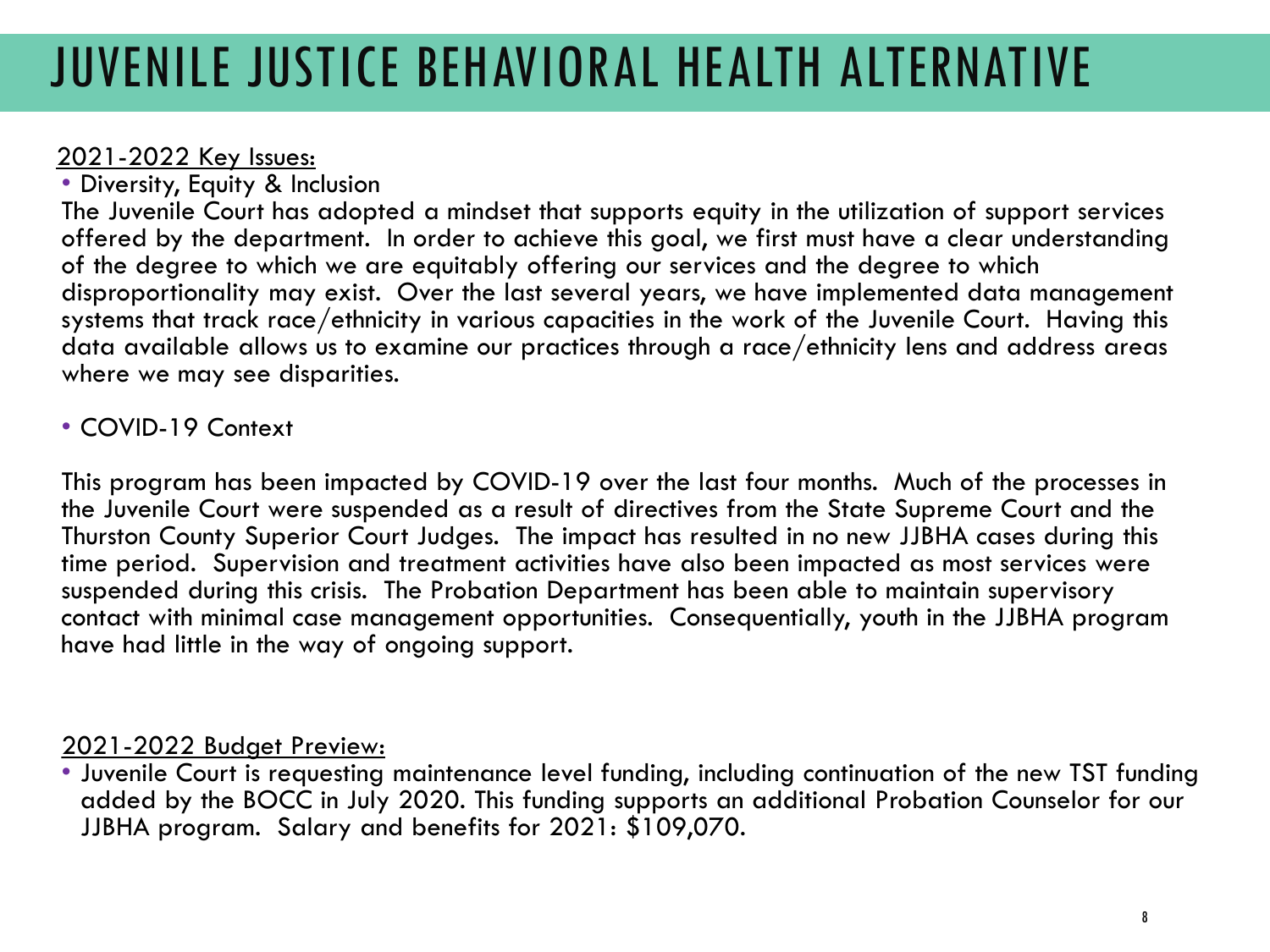# JUVENILE JUSTICE BEHAVIORAL HEALTH ALTERNATIVE

<u>2021-2022 Key Issues:</u>

- Diversity, Equity & Inclusion

The Juvenile Court has adopted a mindset that supports equity in the utilization of support services offered by the department. In order to achieve this goal, we first must have a clear understanding of the degree to which we are equitably offering our services and the degree to which disproportionality may exist. Over the last several years, we have implemented data management systems that track race/ethnicity in various capacities in the work of the Juvenile Court. Having this data available allows us to examine our practices through a race/ethnicity lens and address areas where we may see disparities.

- COVID-19 Context

This program has been impacted by COVID-19 over the last four months. Much of the processes in the Juvenile Court were suspended as a result of directives from the State Supreme Court and the Thurston County Superior Court Judges. The impact has resulted in no new JJBHA cases during this time period. Supervision and treatment activities have also been impacted as most services were suspended during this crisis. The Probation Department has been able to maintain supervisory contact with minimal case management opportunities. Consequentially, youth in the JJBHA program have had little in the way of ongoing support.

<u>2021-2022 Budget Preview:</u>

- Juvenile Court is requesting maintenance level funding, including continuation of the new TST funding added by the BOCC in July 2020. This funding supports an additional Probation Counselor for our JJBHA program. Salary and benefits for 2021: $109,070.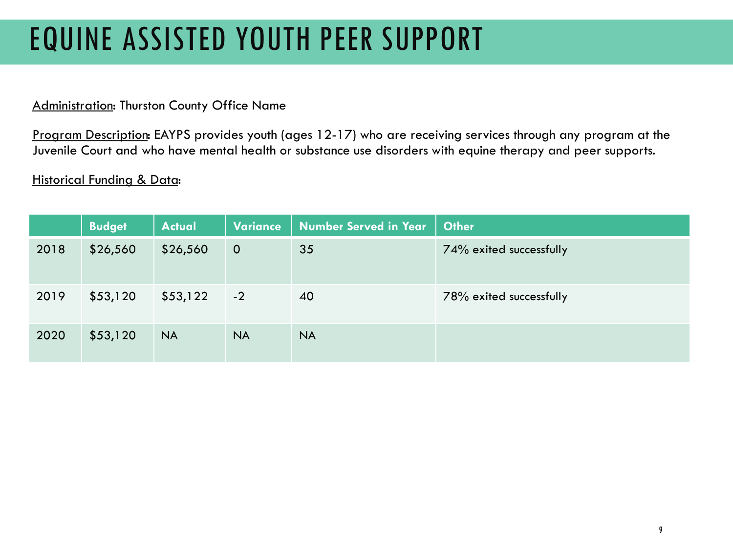# EQUINE ASSISTED YOUTH PEER SUPPORT

Administration: Thurston County Office Name

Program Description: EAYPS provides youth (ages 12-17) who are receiving services through any program at the Juvenile Court and who have mental health or substance use disorders with equine therapy and peer supports.

Historical Funding & Data:

| | Budget | Actual | Variance | Number Served in Year | Other |
|---|---|---|---|---|---|
| 2018 | $26,560 | $26,560 | 0 | 35 | 74% exited successfully |
| 2019 | $53,120 | $53,122 | -2 | 40 | 78% exited successfully |
| 2020 | $53,120 | NA | NA | NA | |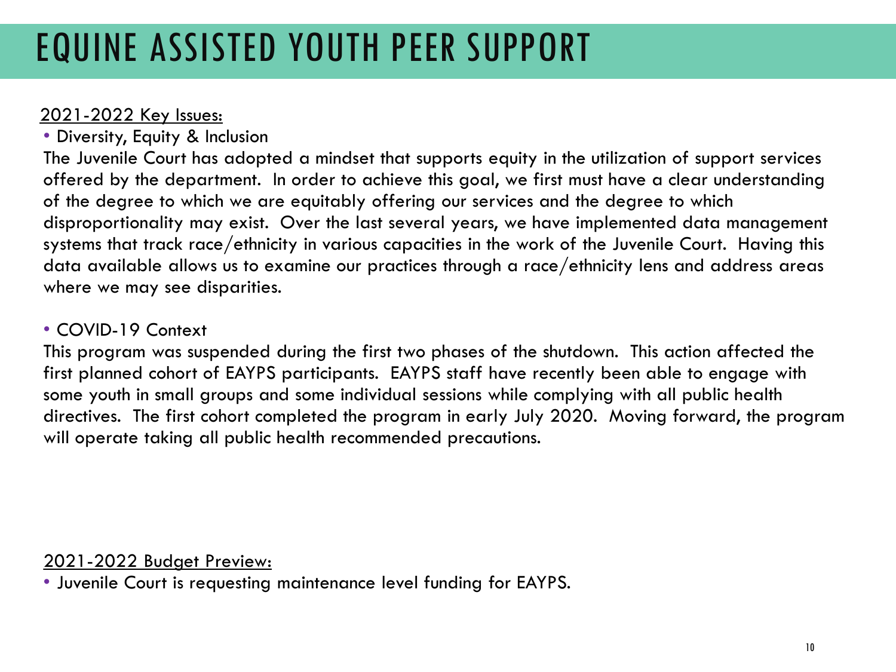# EQUINE ASSISTED YOUTH PEER SUPPORT

2021-2022 Key Issues:

- Diversity, Equity & Inclusion

The Juvenile Court has adopted a mindset that supports equity in the utilization of support services offered by the department. In order to achieve this goal, we first must have a clear understanding of the degree to which we are equitably offering our services and the degree to which disproportionality may exist. Over the last several years, we have implemented data management systems that track race/ethnicity in various capacities in the work of the Juvenile Court. Having this data available allows us to examine our practices through a race/ethnicity lens and address areas where we may see disparities.

- COVID-19 Context

This program was suspended during the first two phases of the shutdown. This action affected the first planned cohort of EAYPS participants. EAYPS staff have recently been able to engage with some youth in small groups and some individual sessions while complying with all public health directives. The first cohort completed the program in early July 2020. Moving forward, the program will operate taking all public health recommended precautions.

2021-2022 Budget Preview:

- Juvenile Court is requesting maintenance level funding for EAYPS.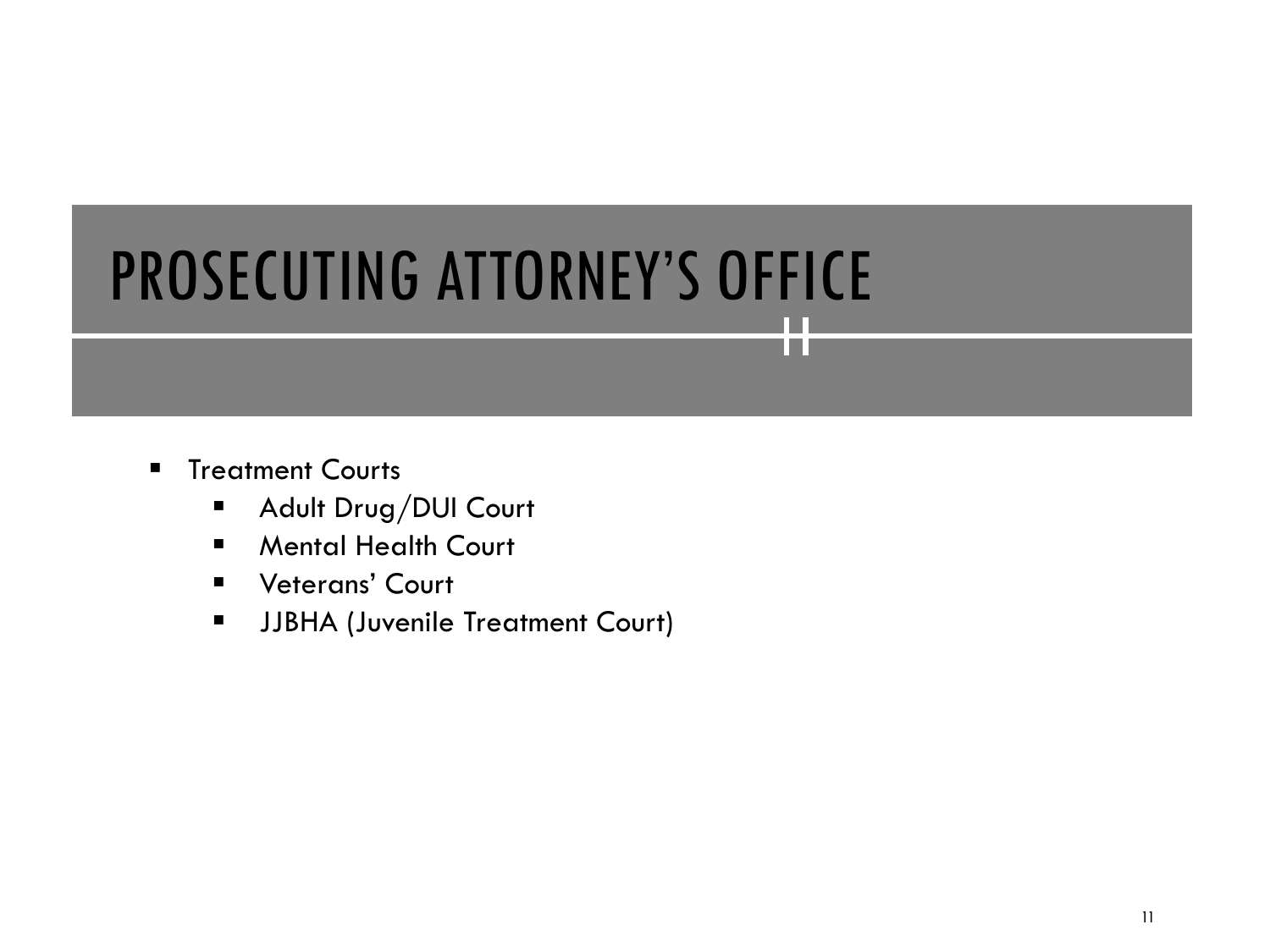# PROSECUTING ATTORNEY'S OFFICE

- Treatment Courts
  - Adult Drug/DUI Court
  - Mental Health Court
  - Veterans' Court
  - JJBHA (Juvenile Treatment Court)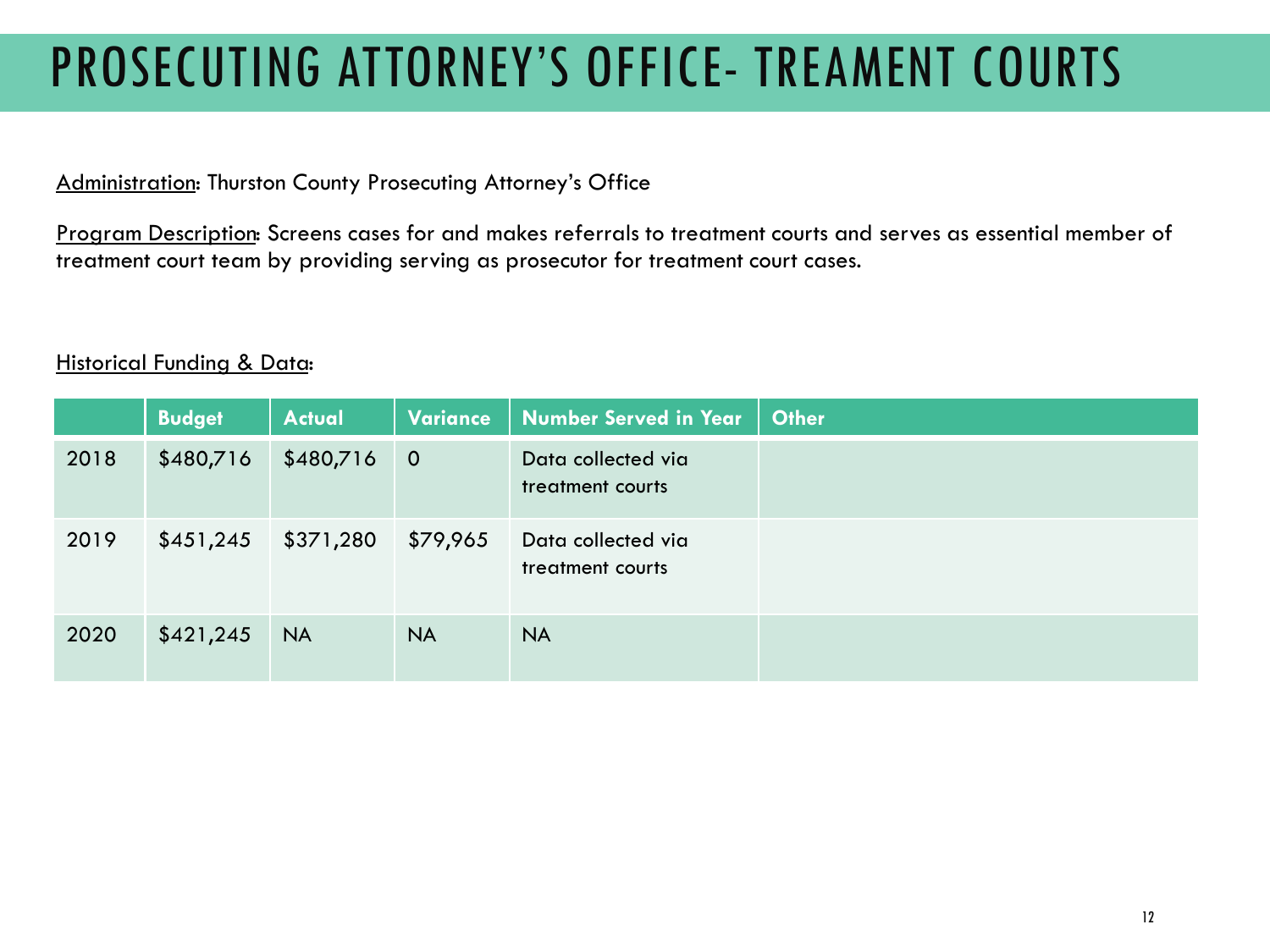# PROSECUTING ATTORNEY'S OFFICE- TREAMENT COURTS

Administration: Thurston County Prosecuting Attorney's Office

Program Description: Screens cases for and makes referrals to treatment courts and serves as essential member of treatment court team by providing serving as prosecutor for treatment court cases.

Historical Funding & Data:

| | Budget | Actual | Variance | Number Served in Year | Other |
|---|---|---|---|---|---|
| 2018 | $480,716 | $480,716 | 0 | Data collected via treatment courts | |
| 2019 | $451,245 | $371,280 | $79,965 | Data collected via treatment courts | |
| 2020 | $421,245 | NA | NA | NA | |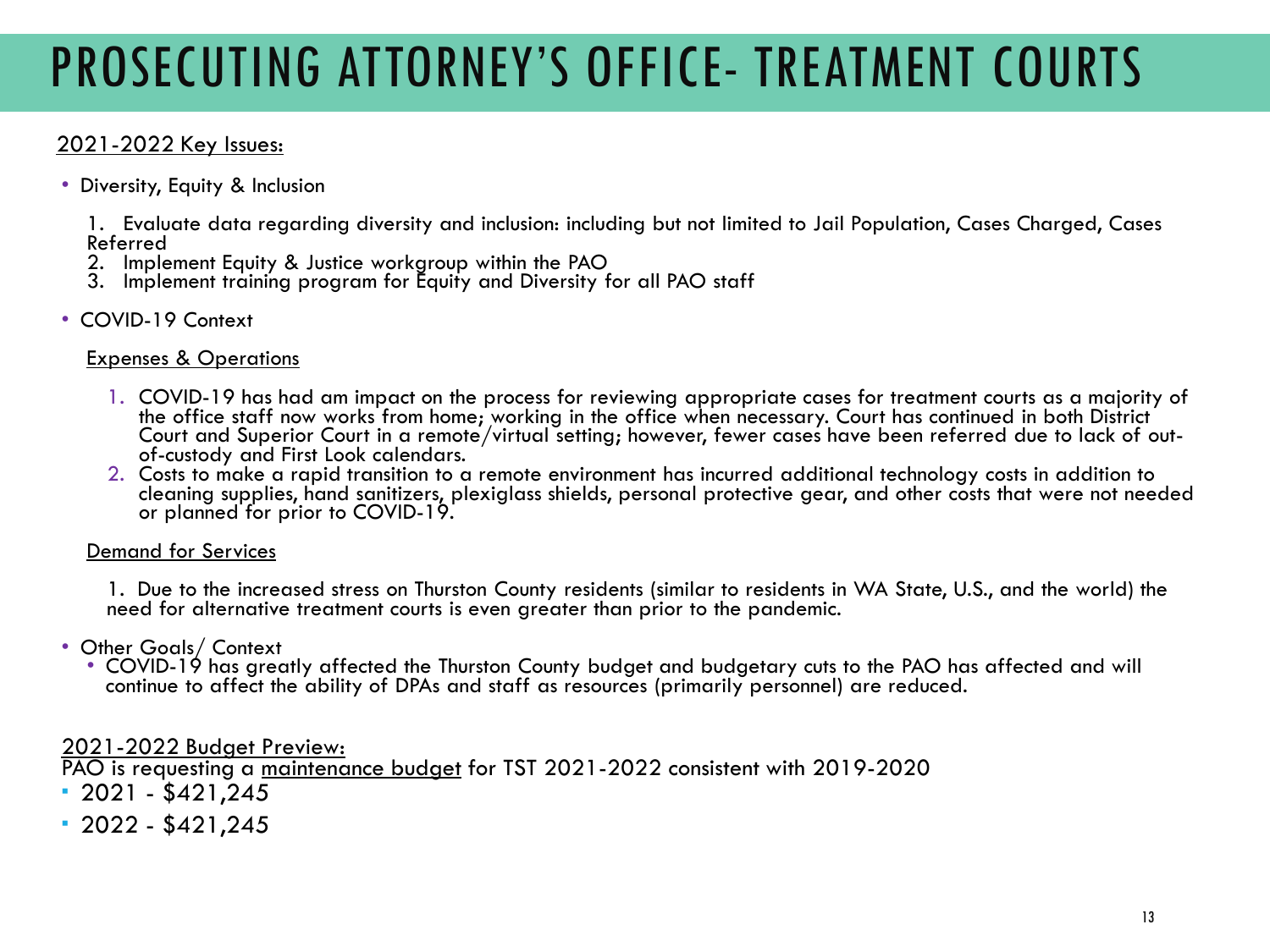# PROSECUTING ATTORNEY'S OFFICE- TREATMENT COURTS

<u>2021-2022 Key Issues:</u>

- Diversity, Equity & Inclusion

  1. Evaluate data regarding diversity and inclusion: including but not limited to Jail Population, Cases Charged, Cases Referred
  2. Implement Equity & Justice workgroup within the PAO
  3. Implement training program for Equity and Diversity for all PAO staff

- COVID-19 Context

  <u>Expenses & Operations</u>

  1. COVID-19 has had am impact on the process for reviewing appropriate cases for treatment courts as a majority of the office staff now works from home; working in the office when necessary. Court has continued in both District Court and Superior Court in a remote/virtual setting; however, fewer cases have been referred due to lack of out-of-custody and First Look calendars.
  2. Costs to make a rapid transition to a remote environment has incurred additional technology costs in addition to cleaning supplies, hand sanitizers, plexiglass shields, personal protective gear, and other costs that were not needed or planned for prior to COVID-19.

  <u>Demand for Services</u>

  1. Due to the increased stress on Thurston County residents (similar to residents in WA State, U.S., and the world) the need for alternative treatment courts is even greater than prior to the pandemic.

- Other Goals/ Context
  - COVID-19 has greatly affected the Thurston County budget and budgetary cuts to the PAO has affected and will continue to affect the ability of DPAs and staff as resources (primarily personnel) are reduced.

<u>2021-2022 Budget Preview:</u>

PAO is requesting a <u>maintenance budget</u> for TST 2021-2022 consistent with 2019-2020

- 2021 - $421,245
- 2022 - $421,245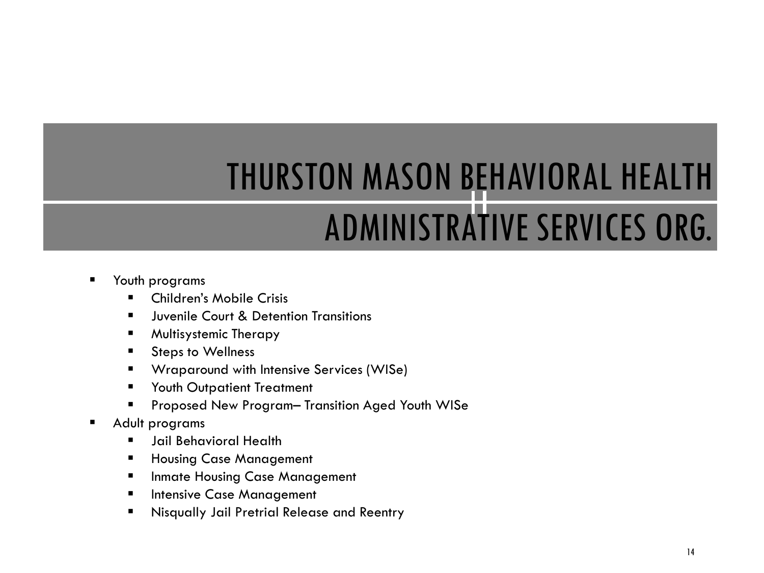# THURSTON MASON BEHAVIORAL HEALTH ADMINISTRATIVE SERVICES ORG.

- Youth programs
  - Children's Mobile Crisis
  - Juvenile Court & Detention Transitions
  - Multisystemic Therapy
  - Steps to Wellness
  - Wraparound with Intensive Services (WISe)
  - Youth Outpatient Treatment
  - Proposed New Program– Transition Aged Youth WISe
- Adult programs
  - Jail Behavioral Health
  - Housing Case Management
  - Inmate Housing Case Management
  - Intensive Case Management
  - Nisqually Jail Pretrial Release and Reentry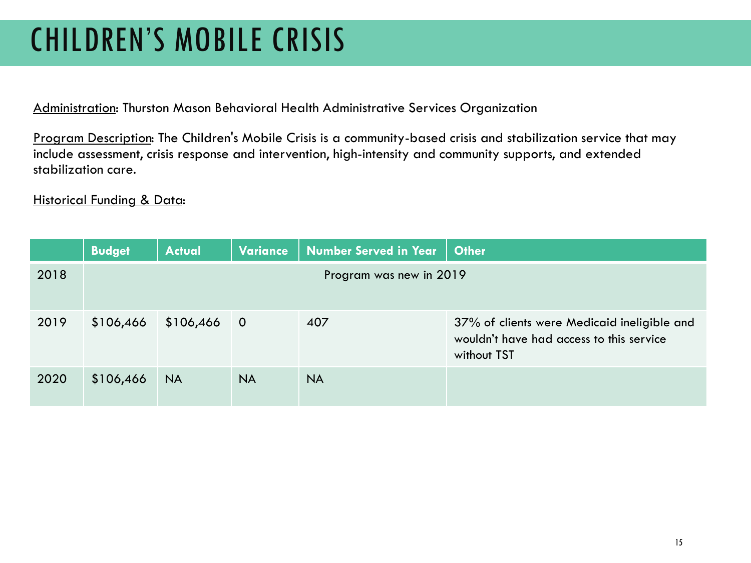# CHILDREN'S MOBILE CRISIS

Administration: Thurston Mason Behavioral Health Administrative Services Organization

Program Description: The Children's Mobile Crisis is a community-based crisis and stabilization service that may include assessment, crisis response and intervention, high-intensity and community supports, and extended stabilization care.

Historical Funding & Data:

| | Budget | Actual | Variance | Number Served in Year | Other |
|---|---|---|---|---|---|
| 2018 | Program was new in 2019 | | | | |
| 2019 | $106,466 | $106,466 | 0 | 407 | 37% of clients were Medicaid ineligible and wouldn't have had access to this service without TST |
| 2020 | $106,466 | NA | NA | NA | |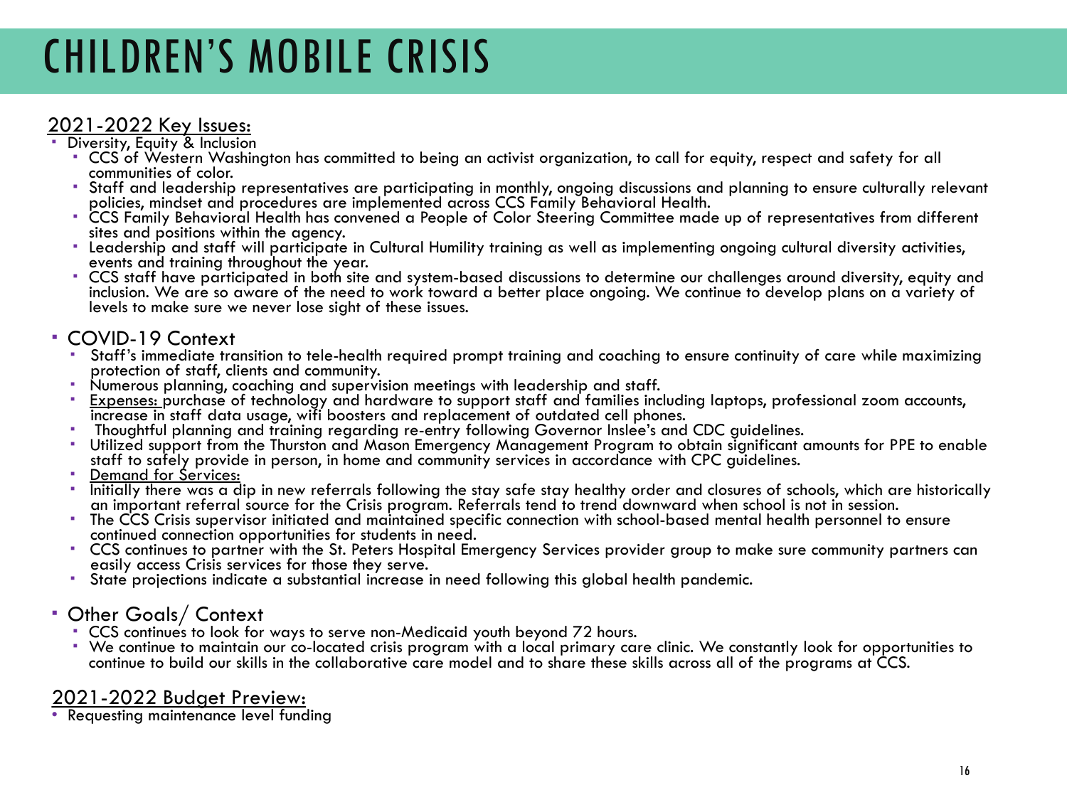# CHILDREN'S MOBILE CRISIS

## 2021-2022 Key Issues:

- Diversity, Equity & Inclusion
  - CCS of Western Washington has committed to being an activist organization, to call for equity, respect and safety for all communities of color.
  - Staff and leadership representatives are participating in monthly, ongoing discussions and planning to ensure culturally relevant policies, mindset and procedures are implemented across CCS Family Behavioral Health.
  - CCS Family Behavioral Health has convened a People of Color Steering Committee made up of representatives from different sites and positions within the agency.
  - Leadership and staff will participate in Cultural Humility training as well as implementing ongoing cultural diversity activities, events and training throughout the year.
  - CCS staff have participated in both site and system-based discussions to determine our challenges around diversity, equity and inclusion. We are so aware of the need to work toward a better place ongoing. We continue to develop plans on a variety of levels to make sure we never lose sight of these issues.

- COVID-19 Context
  - Staff's immediate transition to tele-health required prompt training and coaching to ensure continuity of care while maximizing protection of staff, clients and community.
  - Numerous planning, coaching and supervision meetings with leadership and staff.
  - Expenses: purchase of technology and hardware to support staff and families including laptops, professional zoom accounts, increase in staff data usage, wifi boosters and replacement of outdated cell phones.
  - Thoughtful planning and training regarding re-entry following Governor Inslee's and CDC guidelines.
  - Utilized support from the Thurston and Mason Emergency Management Program to obtain significant amounts for PPE to enable staff to safely provide in person, in home and community services in accordance with CPC guidelines.
  - Demand for Services:
  - Initially there was a dip in new referrals following the stay safe stay healthy order and closures of schools, which are historically an important referral source for the Crisis program. Referrals tend to trend downward when school is not in session.
  - The CCS Crisis supervisor initiated and maintained specific connection with school-based mental health personnel to ensure continued connection opportunities for students in need.
  - CCS continues to partner with the St. Peters Hospital Emergency Services provider group to make sure community partners can easily access Crisis services for those they serve.
  - State projections indicate a substantial increase in need following this global health pandemic.

- Other Goals/ Context
  - CCS continues to look for ways to serve non-Medicaid youth beyond 72 hours.
  - We continue to maintain our co-located crisis program with a local primary care clinic. We constantly look for opportunities to continue to build our skills in the collaborative care model and to share these skills across all of the programs at CCS.

## 2021-2022 Budget Preview:

- Requesting maintenance level funding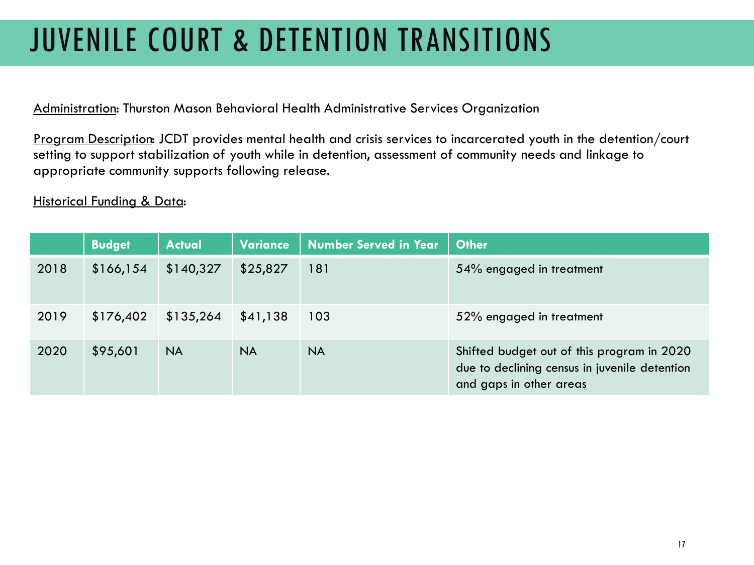# JUVENILE COURT & DETENTION TRANSITIONS

Administration: Thurston Mason Behavioral Health Administrative Services Organization

Program Description: JCDT provides mental health and crisis services to incarcerated youth in the detention/court setting to support stabilization of youth while in detention, assessment of community needs and linkage to appropriate community supports following release.

Historical Funding & Data:

| | Budget | Actual | Variance | Number Served in Year | Other |
|---|---|---|---|---|---|
| 2018 | $166,154 | $140,327 | $25,827 | 181 | 54% engaged in treatment |
| 2019 | $176,402 | $135,264 | $41,138 | 103 | 52% engaged in treatment |
| 2020 | $95,601 | NA | NA | NA | Shifted budget out of this program in 2020 due to declining census in juvenile detention and gaps in other areas |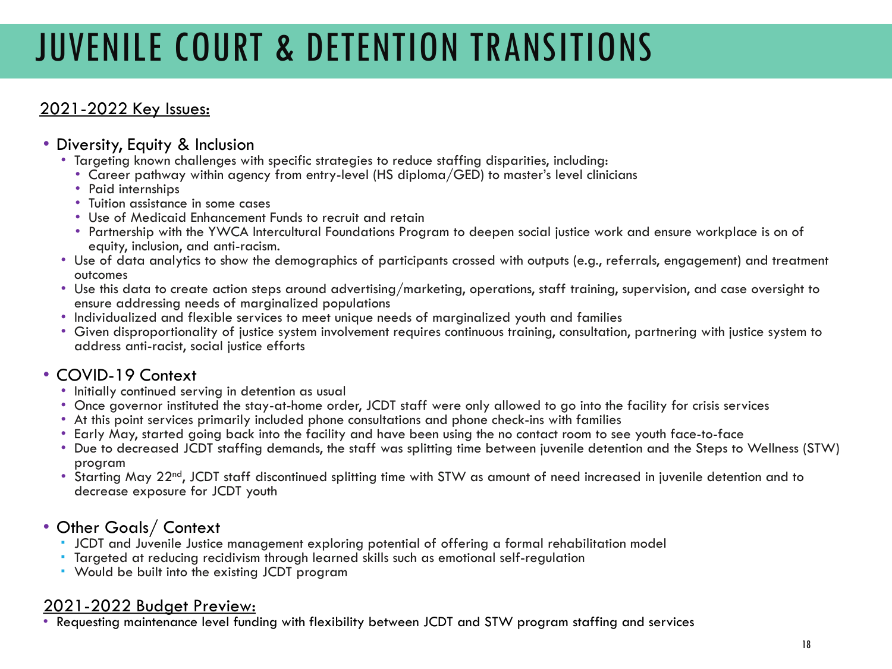# JUVENILE COURT & DETENTION TRANSITIONS

## 2021-2022 Key Issues:

- Diversity, Equity & Inclusion
  - Targeting known challenges with specific strategies to reduce staffing disparities, including:
    - Career pathway within agency from entry-level (HS diploma/GED) to master's level clinicians
    - Paid internships
    - Tuition assistance in some cases
    - Use of Medicaid Enhancement Funds to recruit and retain
    - Partnership with the YWCA Intercultural Foundations Program to deepen social justice work and ensure workplace is on of equity, inclusion, and anti-racism.
  - Use of data analytics to show the demographics of participants crossed with outputs (e.g., referrals, engagement) and treatment outcomes
  - Use this data to create action steps around advertising/marketing, operations, staff training, supervision, and case oversight to ensure addressing needs of marginalized populations
  - Individualized and flexible services to meet unique needs of marginalized youth and families
  - Given disproportionality of justice system involvement requires continuous training, consultation, partnering with justice system to address anti-racist, social justice efforts

- COVID-19 Context
  - Initially continued serving in detention as usual
  - Once governor instituted the stay-at-home order, JCDT staff were only allowed to go into the facility for crisis services
  - At this point services primarily included phone consultations and phone check-ins with families
  - Early May, started going back into the facility and have been using the no contact room to see youth face-to-face
  - Due to decreased JCDT staffing demands, the staff was splitting time between juvenile detention and the Steps to Wellness (STW) program
  - Starting May 22nd, JCDT staff discontinued splitting time with STW as amount of need increased in juvenile detention and to decrease exposure for JCDT youth

- Other Goals/ Context
  - JCDT and Juvenile Justice management exploring potential of offering a formal rehabilitation model
  - Targeted at reducing recidivism through learned skills such as emotional self-regulation
  - Would be built into the existing JCDT program

## 2021-2022 Budget Preview:

- Requesting maintenance level funding with flexibility between JCDT and STW program staffing and services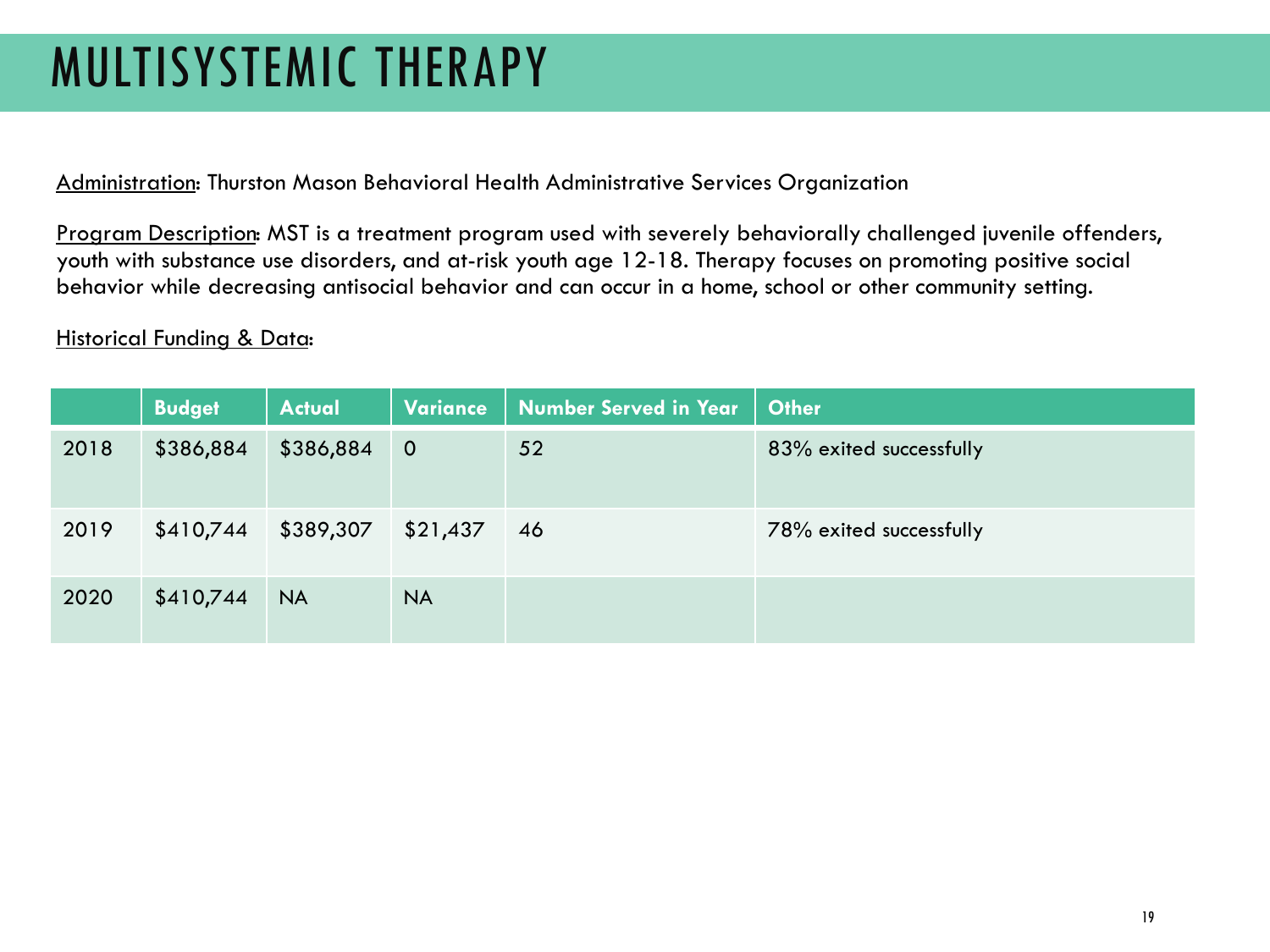# MULTISYSTEMIC THERAPY

Administration: Thurston Mason Behavioral Health Administrative Services Organization

Program Description: MST is a treatment program used with severely behaviorally challenged juvenile offenders, youth with substance use disorders, and at-risk youth age 12-18. Therapy focuses on promoting positive social behavior while decreasing antisocial behavior and can occur in a home, school or other community setting.

Historical Funding & Data:

| | Budget | Actual | Variance | Number Served in Year | Other |
|---|---|---|---|---|---|
| 2018 | $386,884 | $386,884 | 0 | 52 | 83% exited successfully |
| 2019 | $410,744 | $389,307 | $21,437 | 46 | 78% exited successfully |
| 2020 | $410,744 | NA | NA | | |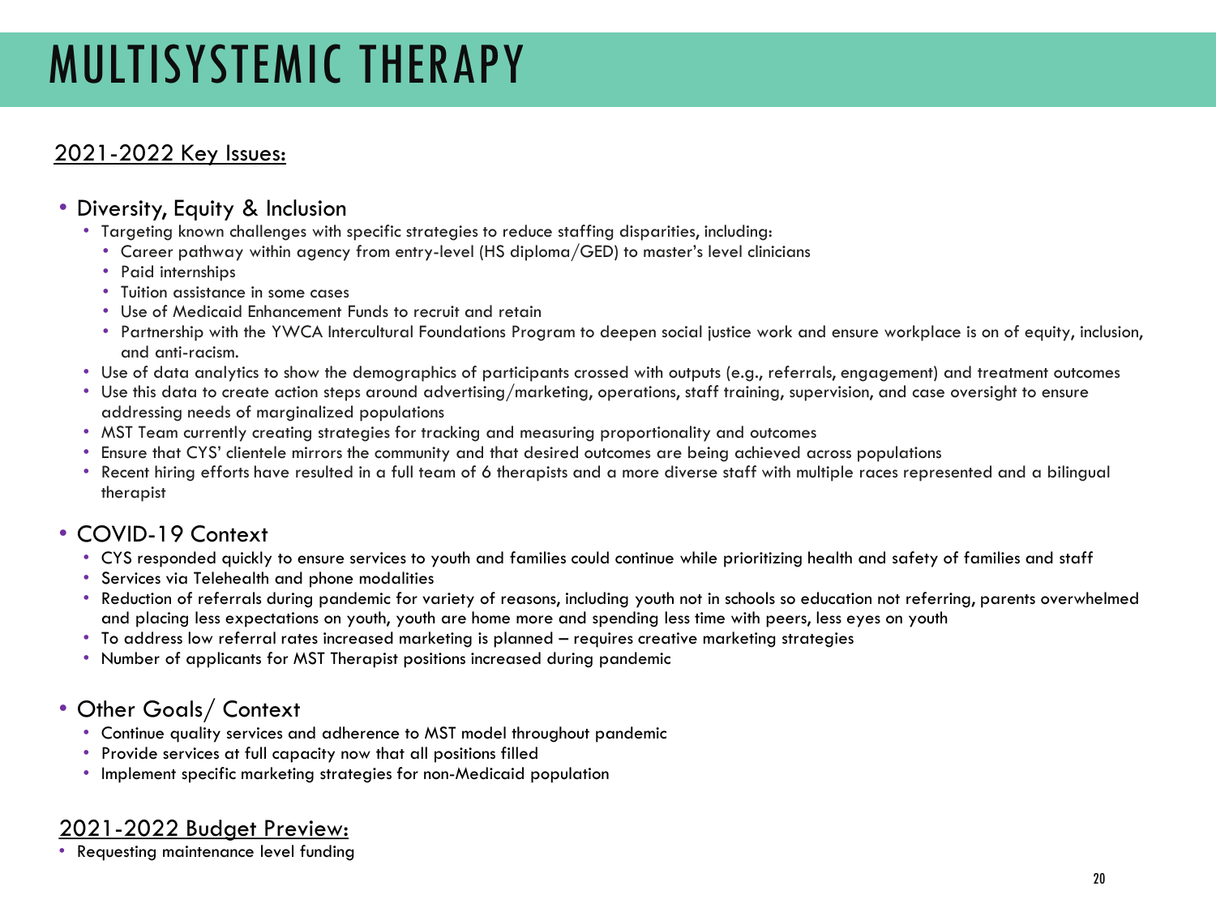# MULTISYSTEMIC THERAPY

## 2021-2022 Key Issues:

- Diversity, Equity & Inclusion
  - Targeting known challenges with specific strategies to reduce staffing disparities, including:
    - Career pathway within agency from entry-level (HS diploma/GED) to master's level clinicians
    - Paid internships
    - Tuition assistance in some cases
    - Use of Medicaid Enhancement Funds to recruit and retain
    - Partnership with the YWCA Intercultural Foundations Program to deepen social justice work and ensure workplace is on of equity, inclusion, and anti-racism.
  - Use of data analytics to show the demographics of participants crossed with outputs (e.g., referrals, engagement) and treatment outcomes
  - Use this data to create action steps around advertising/marketing, operations, staff training, supervision, and case oversight to ensure addressing needs of marginalized populations
  - MST Team currently creating strategies for tracking and measuring proportionality and outcomes
  - Ensure that CYS' clientele mirrors the community and that desired outcomes are being achieved across populations
  - Recent hiring efforts have resulted in a full team of 6 therapists and a more diverse staff with multiple races represented and a bilingual therapist

- COVID-19 Context
  - CYS responded quickly to ensure services to youth and families could continue while prioritizing health and safety of families and staff
  - Services via Telehealth and phone modalities
  - Reduction of referrals during pandemic for variety of reasons, including youth not in schools so education not referring, parents overwhelmed and placing less expectations on youth, youth are home more and spending less time with peers, less eyes on youth
  - To address low referral rates increased marketing is planned – requires creative marketing strategies
  - Number of applicants for MST Therapist positions increased during pandemic

- Other Goals/ Context
  - Continue quality services and adherence to MST model throughout pandemic
  - Provide services at full capacity now that all positions filled
  - Implement specific marketing strategies for non-Medicaid population

## 2021-2022 Budget Preview:

- Requesting maintenance level funding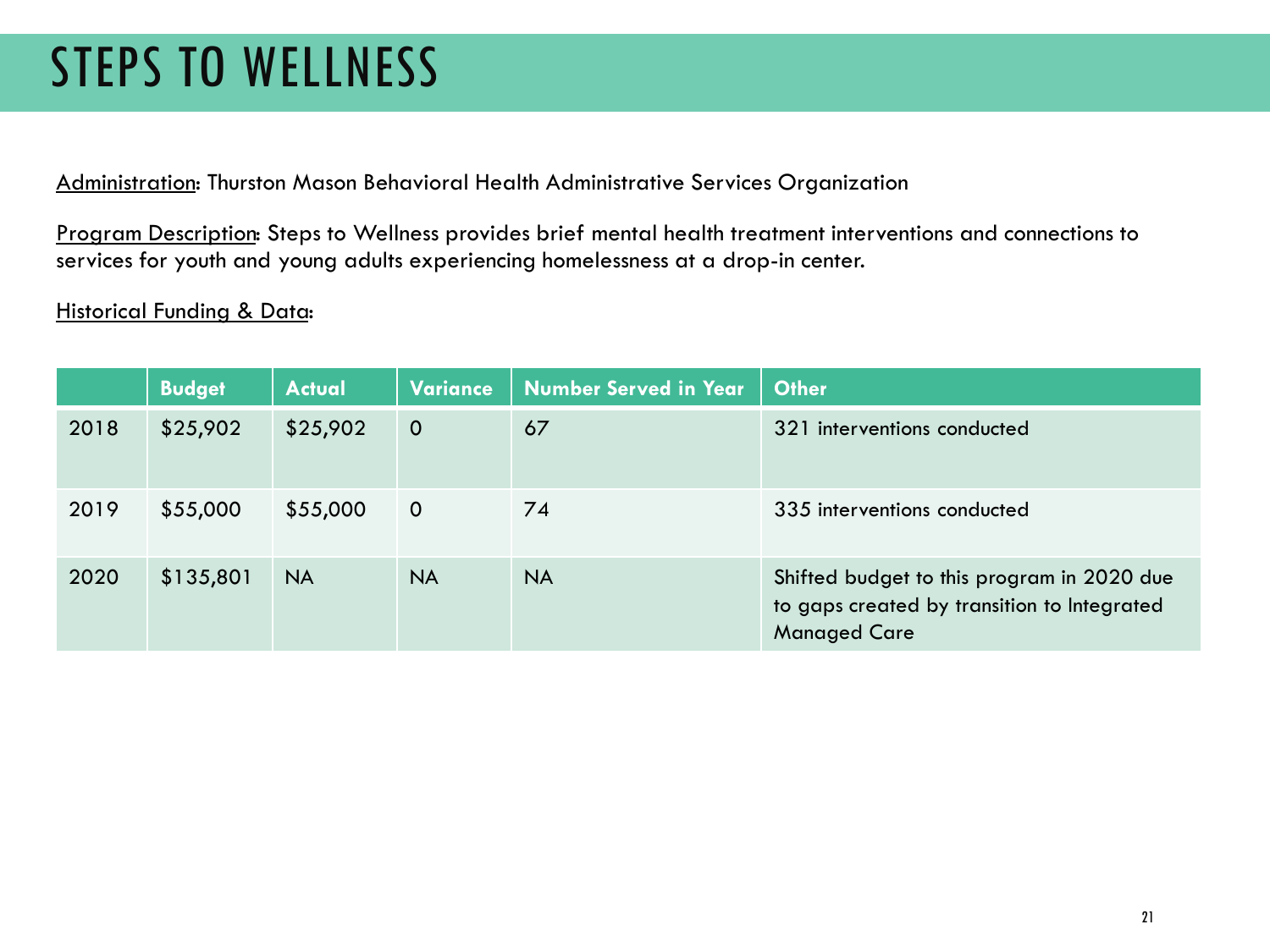# STEPS TO WELLNESS

Administration: Thurston Mason Behavioral Health Administrative Services Organization

Program Description: Steps to Wellness provides brief mental health treatment interventions and connections to services for youth and young adults experiencing homelessness at a drop-in center.

Historical Funding & Data:

| | Budget | Actual | Variance | Number Served in Year | Other |
|---|---|---|---|---|---|
| 2018 | $25,902 | $25,902 | 0 | 67 | 321 interventions conducted |
| 2019 | $55,000 | $55,000 | 0 | 74 | 335 interventions conducted |
| 2020 | $135,801 | NA | NA | NA | Shifted budget to this program in 2020 due to gaps created by transition to Integrated Managed Care |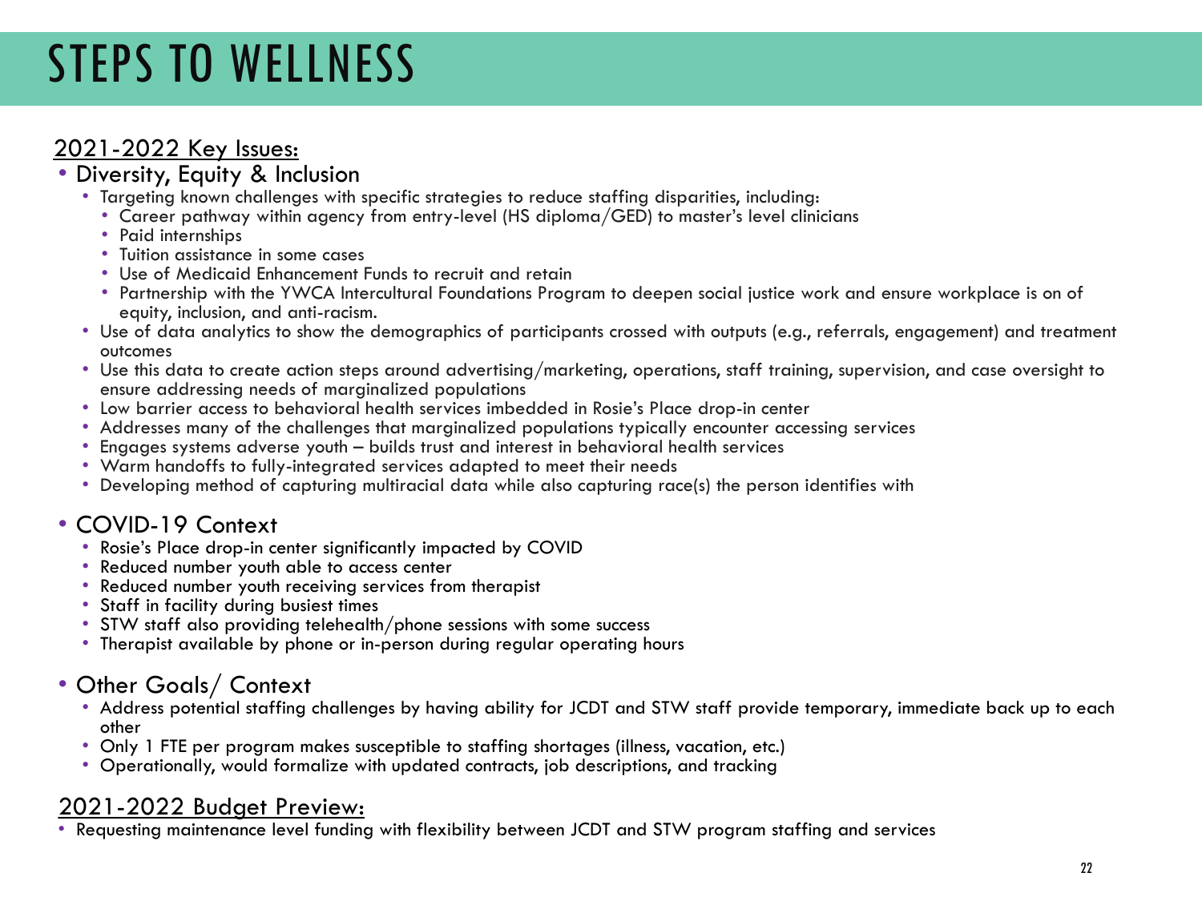# STEPS TO WELLNESS

## 2021-2022 Key Issues:

- Diversity, Equity & Inclusion
  - Targeting known challenges with specific strategies to reduce staffing disparities, including:
    - Career pathway within agency from entry-level (HS diploma/GED) to master's level clinicians
    - Paid internships
    - Tuition assistance in some cases
    - Use of Medicaid Enhancement Funds to recruit and retain
    - Partnership with the YWCA Intercultural Foundations Program to deepen social justice work and ensure workplace is on of equity, inclusion, and anti-racism.
  - Use of data analytics to show the demographics of participants crossed with outputs (e.g., referrals, engagement) and treatment outcomes
  - Use this data to create action steps around advertising/marketing, operations, staff training, supervision, and case oversight to ensure addressing needs of marginalized populations
  - Low barrier access to behavioral health services imbedded in Rosie's Place drop-in center
  - Addresses many of the challenges that marginalized populations typically encounter accessing services
  - Engages systems adverse youth – builds trust and interest in behavioral health services
  - Warm handoffs to fully-integrated services adapted to meet their needs
  - Developing method of capturing multiracial data while also capturing race(s) the person identifies with

- COVID-19 Context
  - Rosie's Place drop-in center significantly impacted by COVID
  - Reduced number youth able to access center
  - Reduced number youth receiving services from therapist
  - Staff in facility during busiest times
  - STW staff also providing telehealth/phone sessions with some success
  - Therapist available by phone or in-person during regular operating hours

- Other Goals/ Context
  - Address potential staffing challenges by having ability for JCDT and STW staff provide temporary, immediate back up to each other
  - Only 1 FTE per program makes susceptible to staffing shortages (illness, vacation, etc.)
  - Operationally, would formalize with updated contracts, job descriptions, and tracking

## 2021-2022 Budget Preview:

- Requesting maintenance level funding with flexibility between JCDT and STW program staffing and services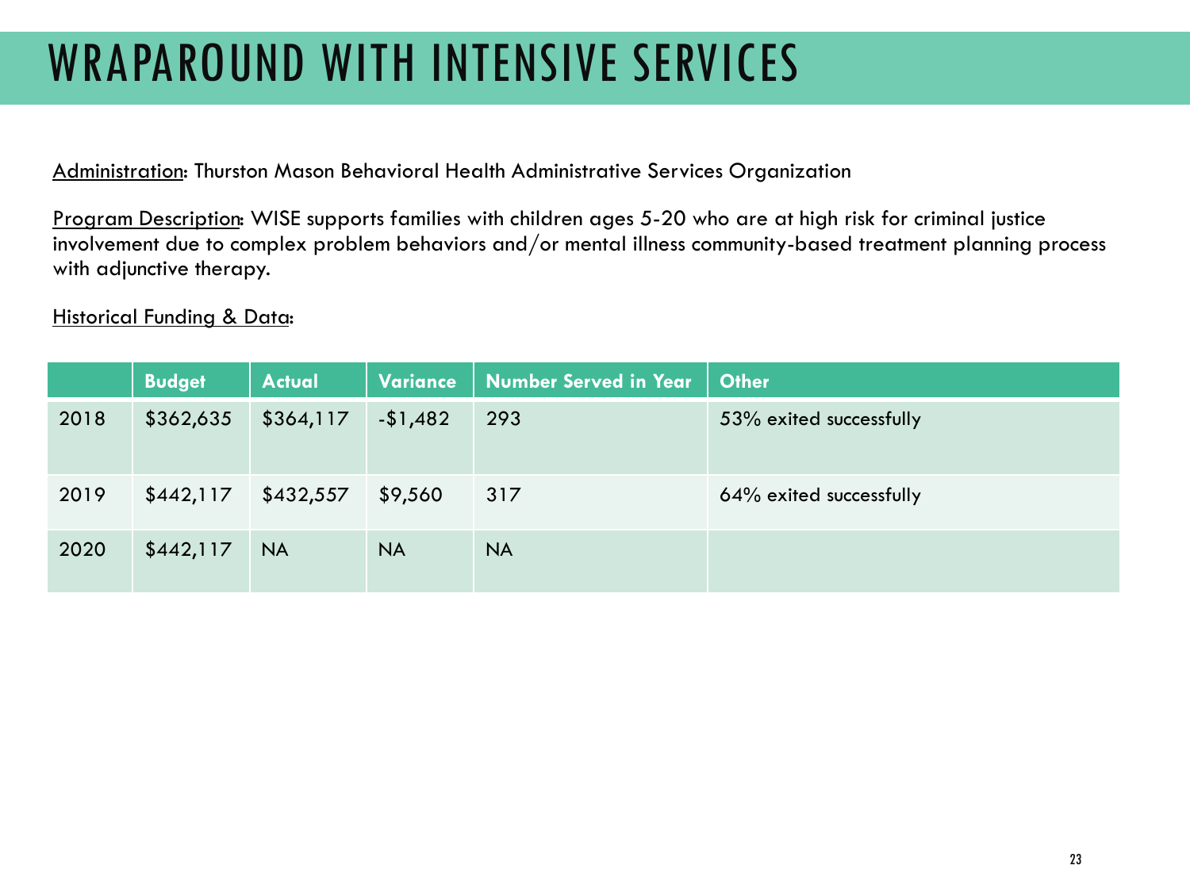# WRAPAROUND WITH INTENSIVE SERVICES

Administration: Thurston Mason Behavioral Health Administrative Services Organization

Program Description: WISE supports families with children ages 5-20 who are at high risk for criminal justice involvement due to complex problem behaviors and/or mental illness community-based treatment planning process with adjunctive therapy.

Historical Funding & Data:

| | Budget | Actual | Variance | Number Served in Year | Other |
|---|---|---|---|---|---|
| 2018 | $362,635 | $364,117 | -$1,482 | 293 | 53% exited successfully |
| 2019 | $442,117 | $432,557 | $9,560 | 317 | 64% exited successfully |
| 2020 | $442,117 | NA | NA | NA | |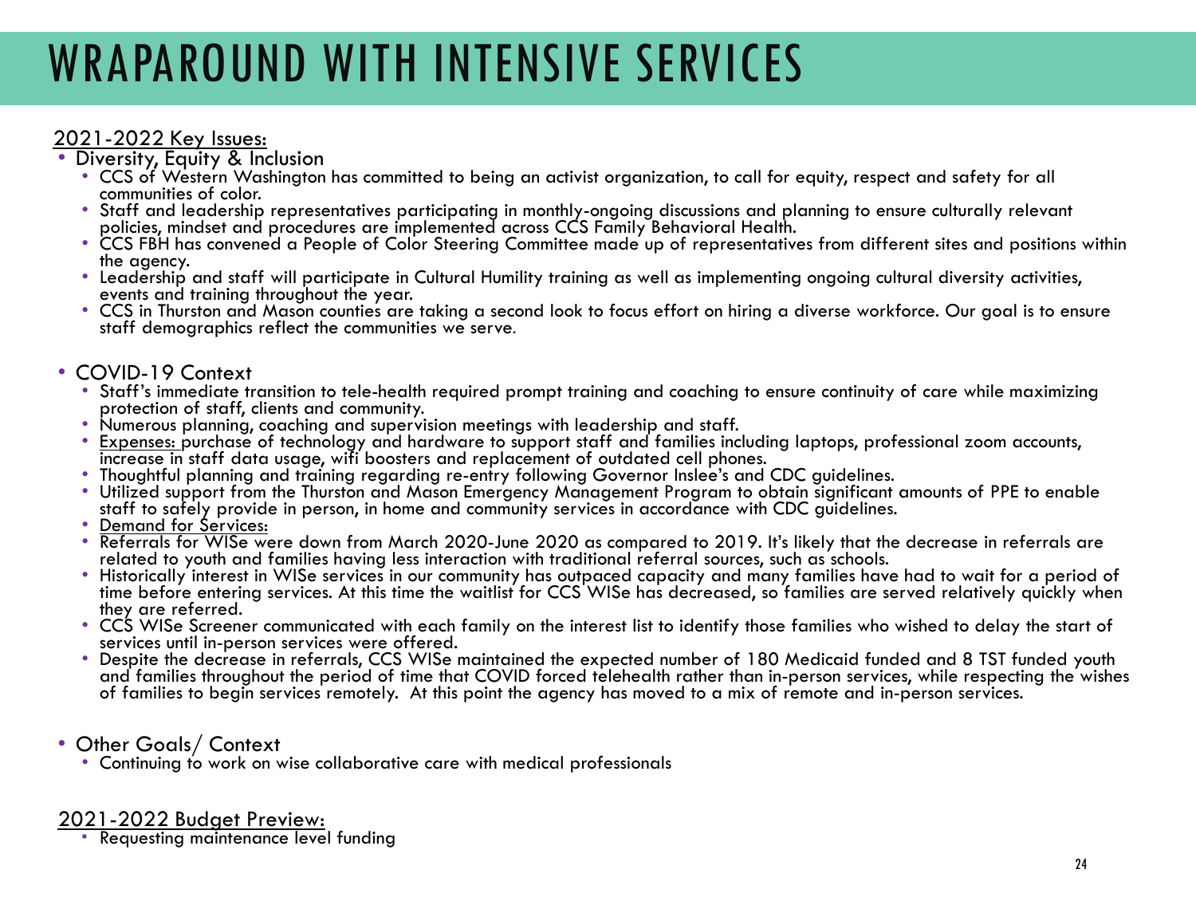# WRAPAROUND WITH INTENSIVE SERVICES

2021-2022 Key Issues:

- Diversity, Equity & Inclusion
  - CCS of Western Washington has committed to being an activist organization, to call for equity, respect and safety for all communities of color.
  - Staff and leadership representatives participating in monthly-ongoing discussions and planning to ensure culturally relevant policies, mindset and procedures are implemented across CCS Family Behavioral Health.
  - CCS FBH has convened a People of Color Steering Committee made up of representatives from different sites and positions within the agency.
  - Leadership and staff will participate in Cultural Humility training as well as implementing ongoing cultural diversity activities, events and training throughout the year.
  - CCS in Thurston and Mason counties are taking a second look to focus effort on hiring a diverse workforce. Our goal is to ensure staff demographics reflect the communities we serve.

- COVID-19 Context
  - Staff's immediate transition to tele-health required prompt training and coaching to ensure continuity of care while maximizing protection of staff, clients and community.
  - Numerous planning, coaching and supervision meetings with leadership and staff.
  - Expenses: purchase of technology and hardware to support staff and families including laptops, professional zoom accounts, increase in staff data usage, wifi boosters and replacement of outdated cell phones.
  - Thoughtful planning and training regarding re-entry following Governor Inslee's and CDC guidelines.
  - Utilized support from the Thurston and Mason Emergency Management Program to obtain significant amounts of PPE to enable staff to safely provide in person, in home and community services in accordance with CDC guidelines.
  - Demand for Services:
  - Referrals for WISe were down from March 2020-June 2020 as compared to 2019. It's likely that the decrease in referrals are related to youth and families having less interaction with traditional referral sources, such as schools.
  - Historically interest in WISe services in our community has outpaced capacity and many families have had to wait for a period of time before entering services. At this time the waitlist for CCS WISe has decreased, so families are served relatively quickly when they are referred.
  - CCS WISe Screener communicated with each family on the interest list to identify those families who wished to delay the start of services until in-person services were offered.
  - Despite the decrease in referrals, CCS WISe maintained the expected number of 180 Medicaid funded and 8 TST funded youth and families throughout the period of time that COVID forced telehealth rather than in-person services, while respecting the wishes of families to begin services remotely. At this point the agency has moved to a mix of remote and in-person services.

- Other Goals/ Context
  - Continuing to work on wise collaborative care with medical professionals

2021-2022 Budget Preview:

- Requesting maintenance level funding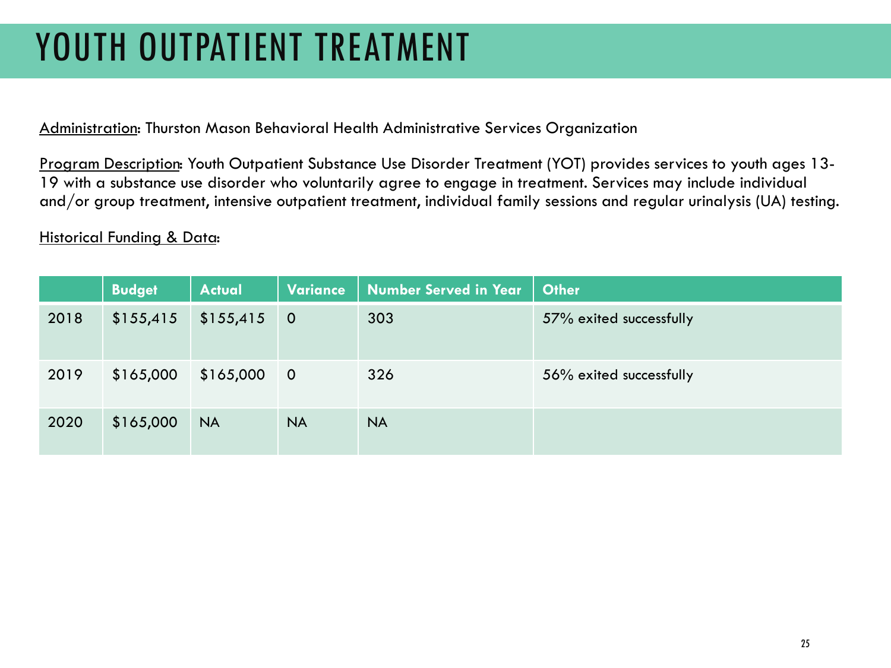# YOUTH OUTPATIENT TREATMENT

Administration: Thurston Mason Behavioral Health Administrative Services Organization

Program Description: Youth Outpatient Substance Use Disorder Treatment (YOT) provides services to youth ages 13-19 with a substance use disorder who voluntarily agree to engage in treatment. Services may include individual and/or group treatment, intensive outpatient treatment, individual family sessions and regular urinalysis (UA) testing.

Historical Funding & Data:

| | Budget | Actual | Variance | Number Served in Year | Other |
|---|---|---|---|---|---|
| 2018 | $155,415 | $155,415 | 0 | 303 | 57% exited successfully |
| 2019 | $165,000 | $165,000 | 0 | 326 | 56% exited successfully |
| 2020 | $165,000 | NA | NA | NA | |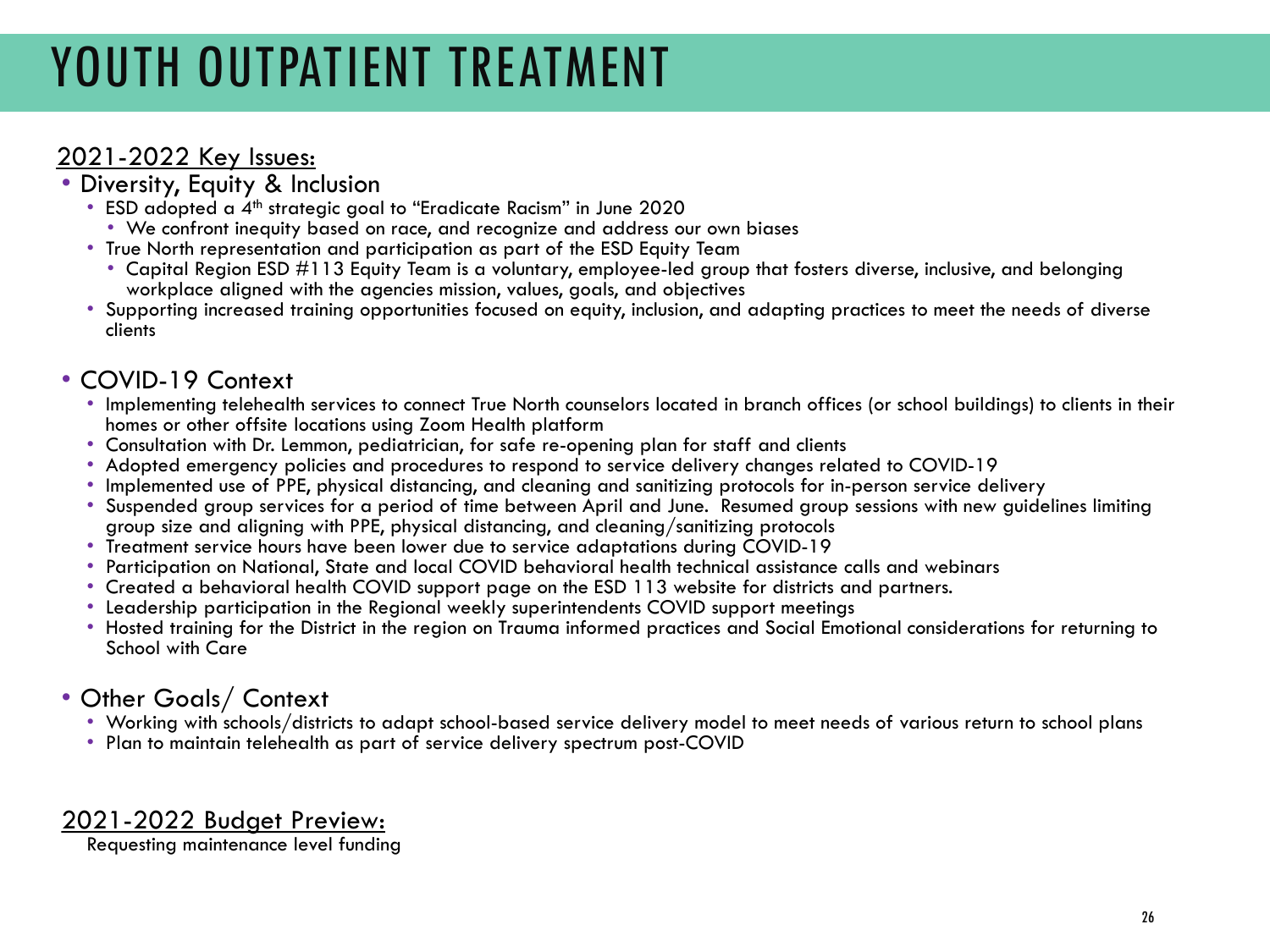# YOUTH OUTPATIENT TREATMENT

## 2021-2022 Key Issues:

- Diversity, Equity & Inclusion
  - ESD adopted a 4th strategic goal to “Eradicate Racism” in June 2020
    - We confront inequity based on race, and recognize and address our own biases
  - True North representation and participation as part of the ESD Equity Team
    - Capital Region ESD #113 Equity Team is a voluntary, employee-led group that fosters diverse, inclusive, and belonging workplace aligned with the agencies mission, values, goals, and objectives
  - Supporting increased training opportunities focused on equity, inclusion, and adapting practices to meet the needs of diverse clients

- COVID-19 Context
  - Implementing telehealth services to connect True North counselors located in branch offices (or school buildings) to clients in their homes or other offsite locations using Zoom Health platform
  - Consultation with Dr. Lemmon, pediatrician, for safe re-opening plan for staff and clients
  - Adopted emergency policies and procedures to respond to service delivery changes related to COVID-19
  - Implemented use of PPE, physical distancing, and cleaning and sanitizing protocols for in-person service delivery
  - Suspended group services for a period of time between April and June. Resumed group sessions with new guidelines limiting group size and aligning with PPE, physical distancing, and cleaning/sanitizing protocols
  - Treatment service hours have been lower due to service adaptations during COVID-19
  - Participation on National, State and local COVID behavioral health technical assistance calls and webinars
  - Created a behavioral health COVID support page on the ESD 113 website for districts and partners.
  - Leadership participation in the Regional weekly superintendents COVID support meetings
  - Hosted training for the District in the region on Trauma informed practices and Social Emotional considerations for returning to School with Care

- Other Goals/ Context
  - Working with schools/districts to adapt school-based service delivery model to meet needs of various return to school plans
  - Plan to maintain telehealth as part of service delivery spectrum post-COVID

## 2021-2022 Budget Preview:

Requesting maintenance level funding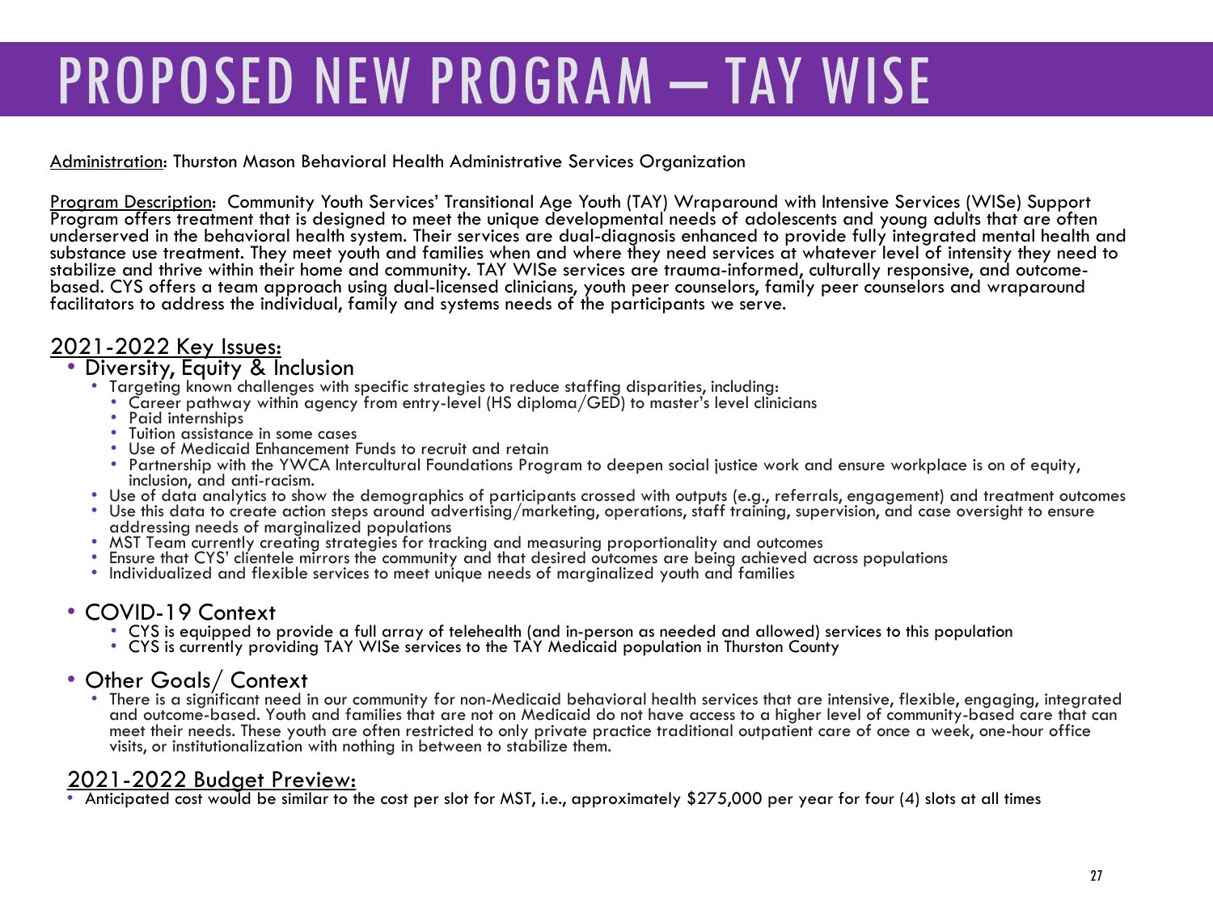# PROPOSED NEW PROGRAM – TAY WISE

Administration: Thurston Mason Behavioral Health Administrative Services Organization

Program Description: Community Youth Services' Transitional Age Youth (TAY) Wraparound with Intensive Services (WISe) Support Program offers treatment that is designed to meet the unique developmental needs of adolescents and young adults that are often underserved in the behavioral health system. Their services are dual-diagnosis enhanced to provide fully integrated mental health and substance use treatment. They meet youth and families when and where they need services at whatever level of intensity they need to stabilize and thrive within their home and community. TAY WISe services are trauma-informed, culturally responsive, and outcome-based. CYS offers a team approach using dual-licensed clinicians, youth peer counselors, family peer counselors and wraparound facilitators to address the individual, family and systems needs of the participants we serve.

## 2021-2022 Key Issues:

- Diversity, Equity & Inclusion
  - Targeting known challenges with specific strategies to reduce staffing disparities, including:
    - Career pathway within agency from entry-level (HS diploma/GED) to master's level clinicians
    - Paid internships
    - Tuition assistance in some cases
    - Use of Medicaid Enhancement Funds to recruit and retain
    - Partnership with the YWCA Intercultural Foundations Program to deepen social justice work and ensure workplace is on of equity, inclusion, and anti-racism.
  - Use of data analytics to show the demographics of participants crossed with outputs (e.g., referrals, engagement) and treatment outcomes
  - Use this data to create action steps around advertising/marketing, operations, staff training, supervision, and case oversight to ensure addressing needs of marginalized populations
  - MST Team currently creating strategies for tracking and measuring proportionality and outcomes
  - Ensure that CYS' clientele mirrors the community and that desired outcomes are being achieved across populations
  - Individualized and flexible services to meet unique needs of marginalized youth and families
- COVID-19 Context
  - CYS is equipped to provide a full array of telehealth (and in-person as needed and allowed) services to this population
  - CYS is currently providing TAY WISe services to the TAY Medicaid population in Thurston County
- Other Goals/ Context
  - There is a significant need in our community for non-Medicaid behavioral health services that are intensive, flexible, engaging, integrated and outcome-based. Youth and families that are not on Medicaid do not have access to a higher level of community-based care that can meet their needs. These youth are often restricted to only private practice traditional outpatient care of once a week, one-hour office visits, or institutionalization with nothing in between to stabilize them.

## 2021-2022 Budget Preview:

- Anticipated cost would be similar to the cost per slot for MST, i.e., approximately $275,000 per year for four (4) slots at all times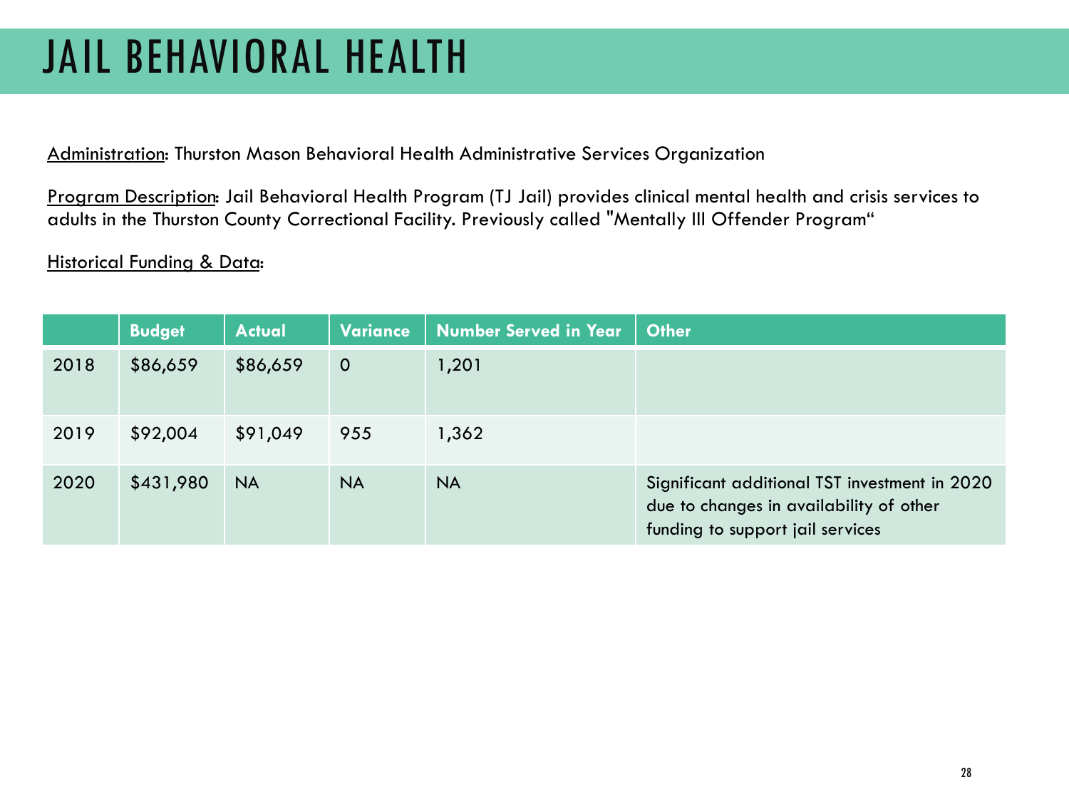# JAIL BEHAVIORAL HEALTH

Administration: Thurston Mason Behavioral Health Administrative Services Organization

Program Description: Jail Behavioral Health Program (TJ Jail) provides clinical mental health and crisis services to adults in the Thurston County Correctional Facility. Previously called "Mentally Ill Offender Program"

Historical Funding & Data:

| | Budget | Actual | Variance | Number Served in Year | Other |
|---|---|---|---|---|---|
| 2018 | $86,659 | $86,659 | 0 | 1,201 | |
| 2019 | $92,004 | $91,049 | 955 | 1,362 | |
| 2020 | $431,980 | NA | NA | NA | Significant additional TST investment in 2020 due to changes in availability of other funding to support jail services |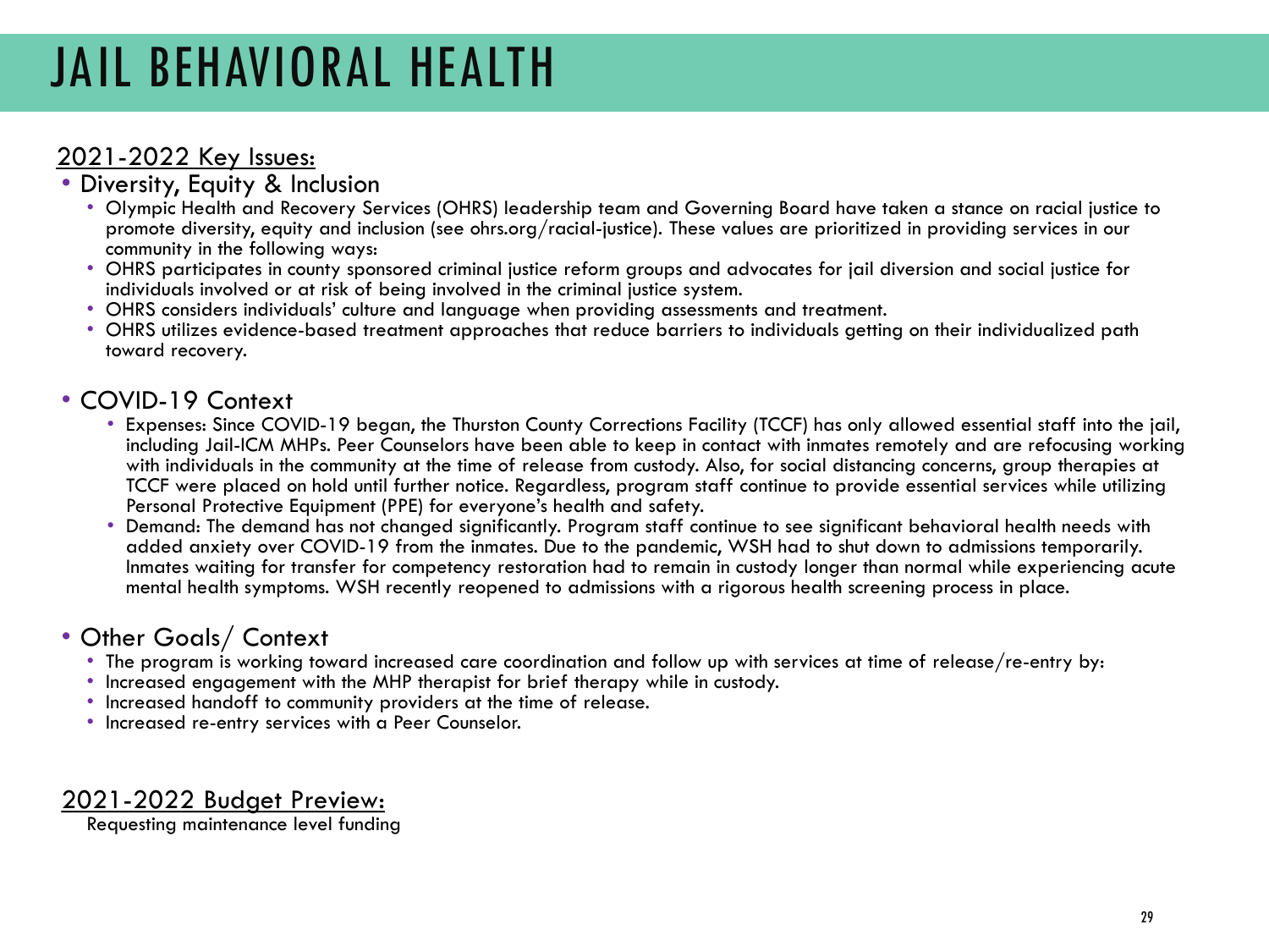# JAIL BEHAVIORAL HEALTH

## 2021-2022 Key Issues:

- Diversity, Equity & Inclusion
  - Olympic Health and Recovery Services (OHRS) leadership team and Governing Board have taken a stance on racial justice to promote diversity, equity and inclusion (see ohrs.org/racial-justice). These values are prioritized in providing services in our community in the following ways:
  - OHRS participates in county sponsored criminal justice reform groups and advocates for jail diversion and social justice for individuals involved or at risk of being involved in the criminal justice system.
  - OHRS considers individuals' culture and language when providing assessments and treatment.
  - OHRS utilizes evidence-based treatment approaches that reduce barriers to individuals getting on their individualized path toward recovery.

- COVID-19 Context
  - Expenses: Since COVID-19 began, the Thurston County Corrections Facility (TCCF) has only allowed essential staff into the jail, including Jail-ICM MHPs. Peer Counselors have been able to keep in contact with inmates remotely and are refocusing working with individuals in the community at the time of release from custody. Also, for social distancing concerns, group therapies at TCCF were placed on hold until further notice. Regardless, program staff continue to provide essential services while utilizing Personal Protective Equipment (PPE) for everyone's health and safety.
  - Demand: The demand has not changed significantly. Program staff continue to see significant behavioral health needs with added anxiety over COVID-19 from the inmates. Due to the pandemic, WSH had to shut down to admissions temporarily. Inmates waiting for transfer for competency restoration had to remain in custody longer than normal while experiencing acute mental health symptoms. WSH recently reopened to admissions with a rigorous health screening process in place.

- Other Goals/ Context
  - The program is working toward increased care coordination and follow up with services at time of release/re-entry by:
  - Increased engagement with the MHP therapist for brief therapy while in custody.
  - Increased handoff to community providers at the time of release.
  - Increased re-entry services with a Peer Counselor.

## 2021-2022 Budget Preview:

Requesting maintenance level funding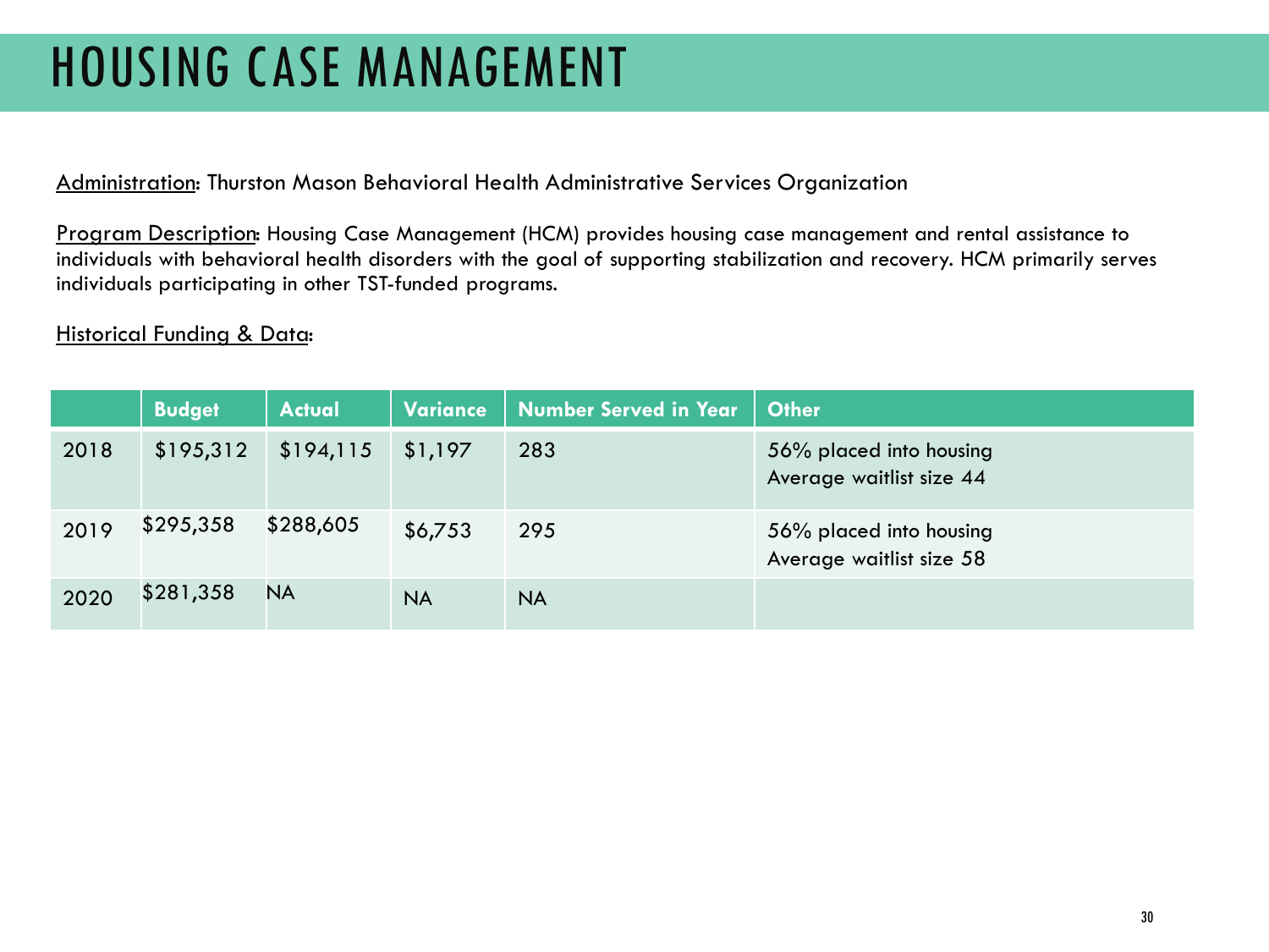# HOUSING CASE MANAGEMENT

Administration: Thurston Mason Behavioral Health Administrative Services Organization

Program Description: Housing Case Management (HCM) provides housing case management and rental assistance to individuals with behavioral health disorders with the goal of supporting stabilization and recovery. HCM primarily serves individuals participating in other TST-funded programs.

Historical Funding & Data:

| | Budget | Actual | Variance | Number Served in Year | Other |
|---|---|---|---|---|---|
| 2018 | $195,312 | $194,115 | $1,197 | 283 | 56% placed into housing<br>Average waitlist size 44 |
| 2019 | $295,358 | $288,605 | $6,753 | 295 | 56% placed into housing<br>Average waitlist size 58 |
| 2020 | $281,358 | NA | NA | NA | |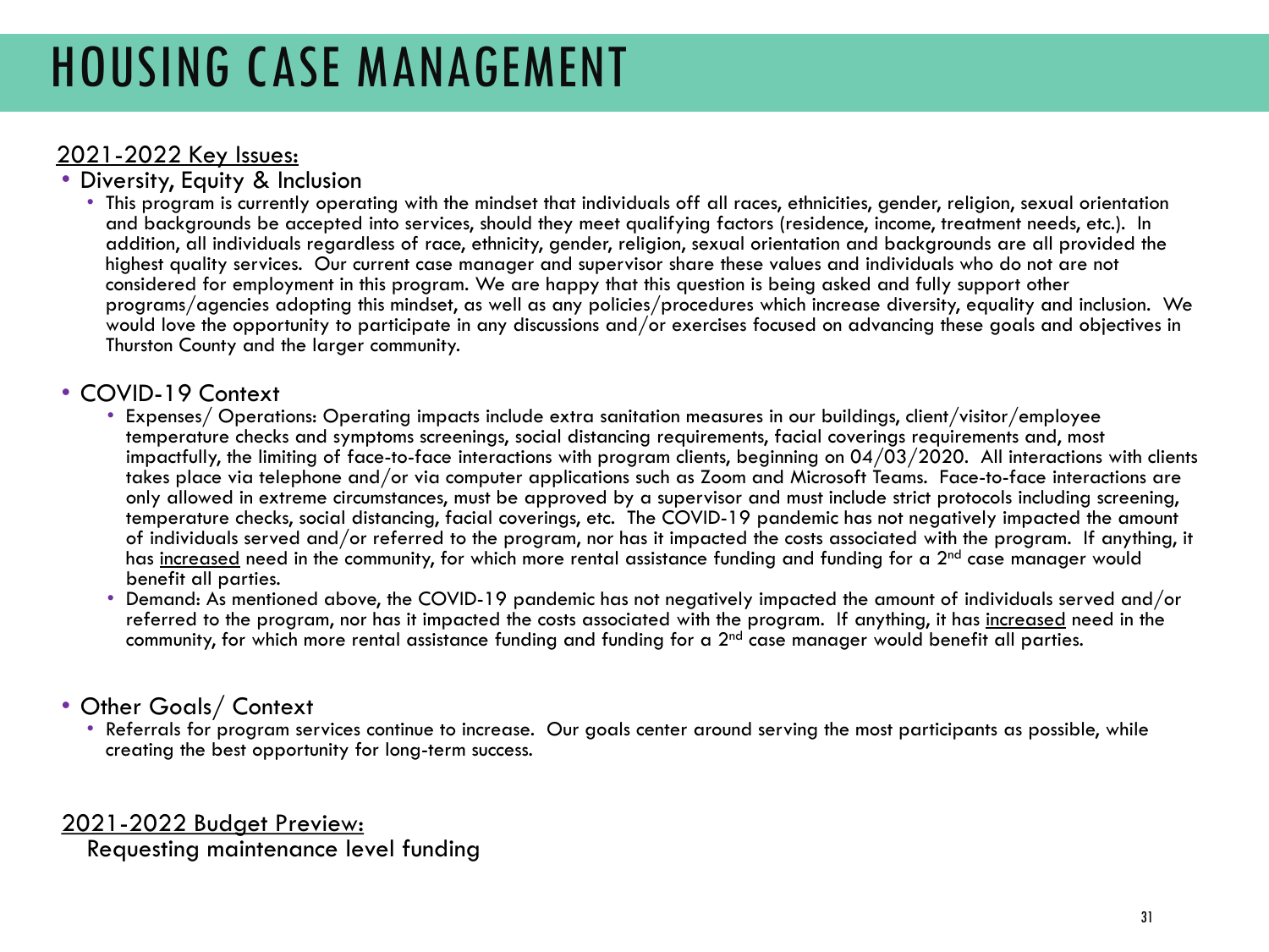# HOUSING CASE MANAGEMENT

2021-2022 Key Issues:

- Diversity, Equity & Inclusion
  - This program is currently operating with the mindset that individuals off all races, ethnicities, gender, religion, sexual orientation and backgrounds be accepted into services, should they meet qualifying factors (residence, income, treatment needs, etc.). In addition, all individuals regardless of race, ethnicity, gender, religion, sexual orientation and backgrounds are all provided the highest quality services. Our current case manager and supervisor share these values and individuals who do not are not considered for employment in this program. We are happy that this question is being asked and fully support other programs/agencies adopting this mindset, as well as any policies/procedures which increase diversity, equality and inclusion. We would love the opportunity to participate in any discussions and/or exercises focused on advancing these goals and objectives in Thurston County and the larger community.

- COVID-19 Context
  - Expenses/ Operations: Operating impacts include extra sanitation measures in our buildings, client/visitor/employee temperature checks and symptoms screenings, social distancing requirements, facial coverings requirements and, most impactfully, the limiting of face-to-face interactions with program clients, beginning on 04/03/2020. All interactions with clients takes place via telephone and/or via computer applications such as Zoom and Microsoft Teams. Face-to-face interactions are only allowed in extreme circumstances, must be approved by a supervisor and must include strict protocols including screening, temperature checks, social distancing, facial coverings, etc. The COVID-19 pandemic has not negatively impacted the amount of individuals served and/or referred to the program, nor has it impacted the costs associated with the program. If anything, it has <u>increased</u> need in the community, for which more rental assistance funding and funding for a 2nd case manager would benefit all parties.
  - Demand: As mentioned above, the COVID-19 pandemic has not negatively impacted the amount of individuals served and/or referred to the program, nor has it impacted the costs associated with the program. If anything, it has <u>increased</u> need in the community, for which more rental assistance funding and funding for a 2nd case manager would benefit all parties.

- Other Goals/ Context
  - Referrals for program services continue to increase. Our goals center around serving the most participants as possible, while creating the best opportunity for long-term success.

2021-2022 Budget Preview:

Requesting maintenance level funding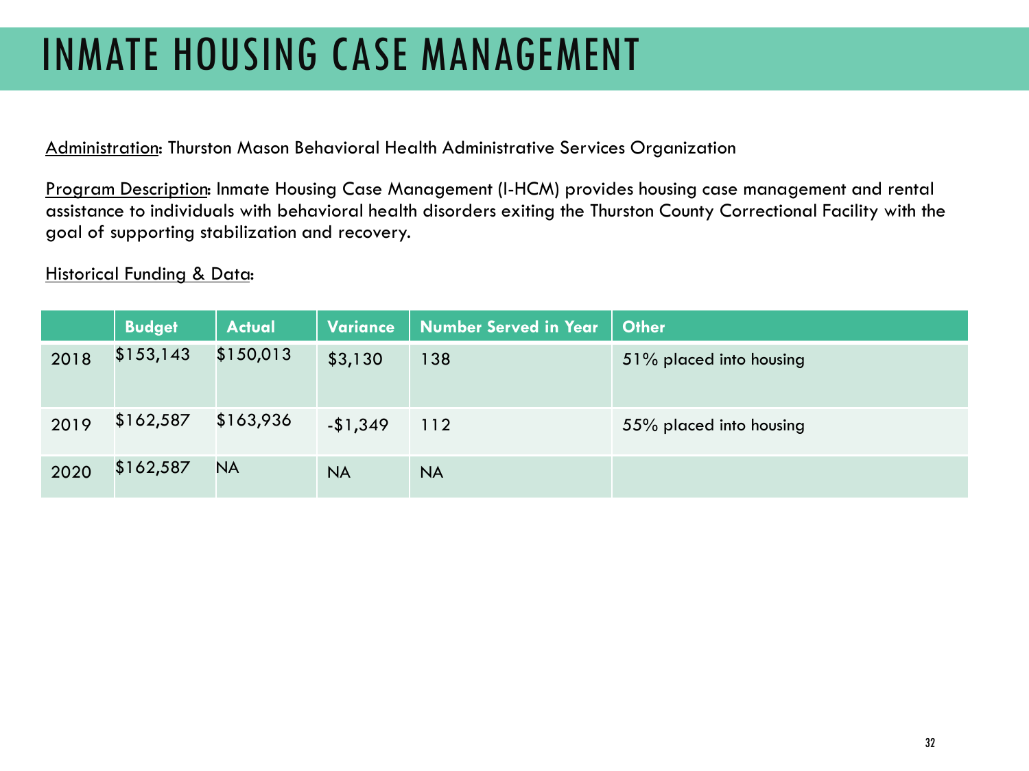# INMATE HOUSING CASE MANAGEMENT

Administration: Thurston Mason Behavioral Health Administrative Services Organization

Program Description: Inmate Housing Case Management (I-HCM) provides housing case management and rental assistance to individuals with behavioral health disorders exiting the Thurston County Correctional Facility with the goal of supporting stabilization and recovery.

Historical Funding & Data:

| | Budget | Actual | Variance | Number Served in Year | Other |
|---|---|---|---|---|---|
| 2018 | $153,143 | $150,013 | $3,130 | 138 | 51% placed into housing |
| 2019 | $162,587 | $163,936 | -$1,349 | 112 | 55% placed into housing |
| 2020 | $162,587 | NA | NA | NA | |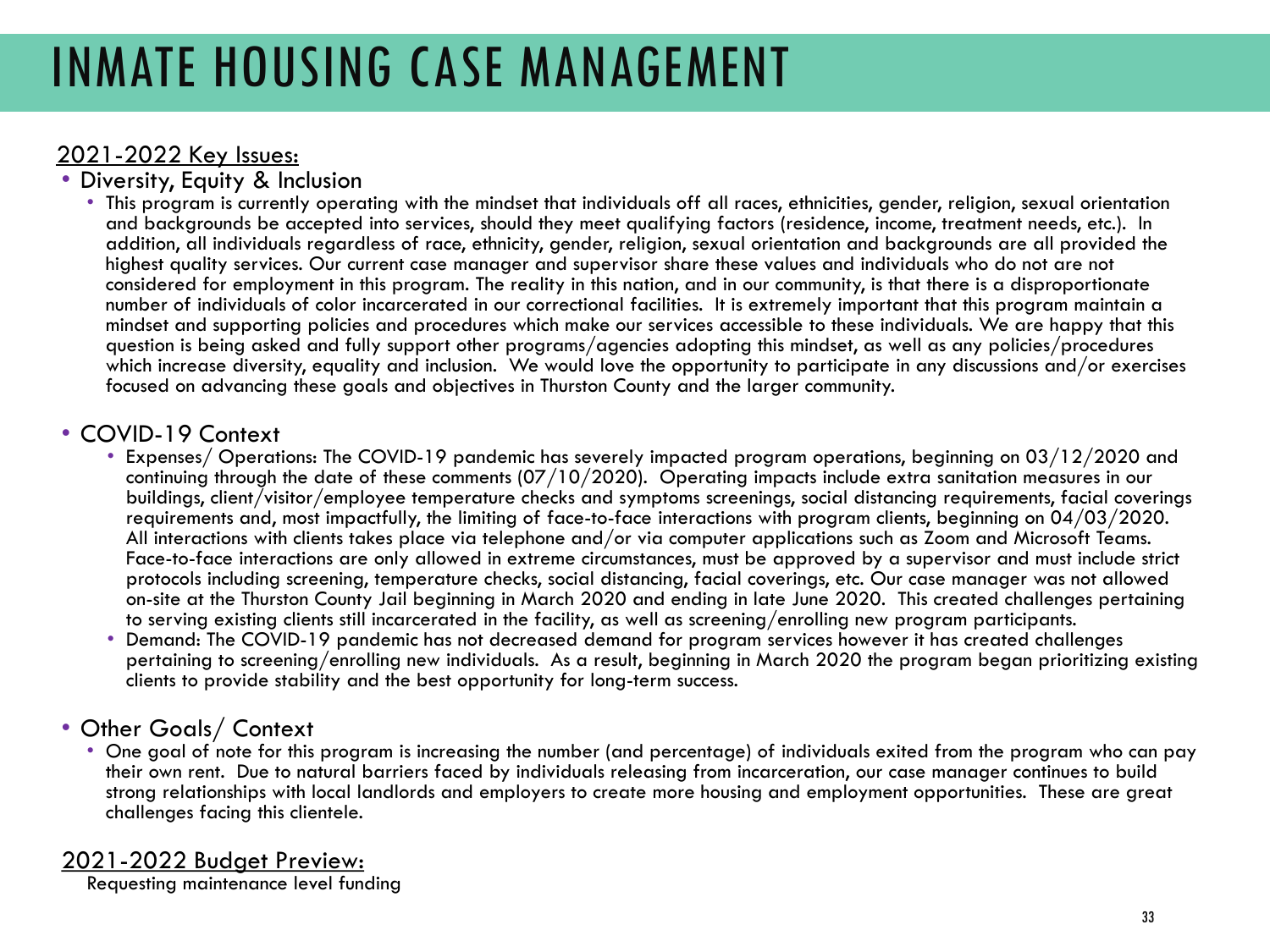# INMATE HOUSING CASE MANAGEMENT

<u>2021-2022 Key Issues:</u>

- Diversity, Equity & Inclusion
  - This program is currently operating with the mindset that individuals off all races, ethnicities, gender, religion, sexual orientation and backgrounds be accepted into services, should they meet qualifying factors (residence, income, treatment needs, etc.). In addition, all individuals regardless of race, ethnicity, gender, religion, sexual orientation and backgrounds are all provided the highest quality services. Our current case manager and supervisor share these values and individuals who do not are not considered for employment in this program. The reality in this nation, and in our community, is that there is a disproportionate number of individuals of color incarcerated in our correctional facilities. It is extremely important that this program maintain a mindset and supporting policies and procedures which make our services accessible to these individuals. We are happy that this question is being asked and fully support other programs/agencies adopting this mindset, as well as any policies/procedures which increase diversity, equality and inclusion. We would love the opportunity to participate in any discussions and/or exercises focused on advancing these goals and objectives in Thurston County and the larger community.

- COVID-19 Context
  - Expenses/ Operations: The COVID-19 pandemic has severely impacted program operations, beginning on 03/12/2020 and continuing through the date of these comments (07/10/2020). Operating impacts include extra sanitation measures in our buildings, client/visitor/employee temperature checks and symptoms screenings, social distancing requirements, facial coverings requirements and, most impactfully, the limiting of face-to-face interactions with program clients, beginning on 04/03/2020. All interactions with clients takes place via telephone and/or via computer applications such as Zoom and Microsoft Teams. Face-to-face interactions are only allowed in extreme circumstances, must be approved by a supervisor and must include strict protocols including screening, temperature checks, social distancing, facial coverings, etc. Our case manager was not allowed on-site at the Thurston County Jail beginning in March 2020 and ending in late June 2020. This created challenges pertaining to serving existing clients still incarcerated in the facility, as well as screening/enrolling new program participants.
  - Demand: The COVID-19 pandemic has not decreased demand for program services however it has created challenges pertaining to screening/enrolling new individuals. As a result, beginning in March 2020 the program began prioritizing existing clients to provide stability and the best opportunity for long-term success.

- Other Goals/ Context
  - One goal of note for this program is increasing the number (and percentage) of individuals exited from the program who can pay their own rent. Due to natural barriers faced by individuals releasing from incarceration, our case manager continues to build strong relationships with local landlords and employers to create more housing and employment opportunities. These are great challenges facing this clientele.

<u>2021-2022 Budget Preview:</u>

Requesting maintenance level funding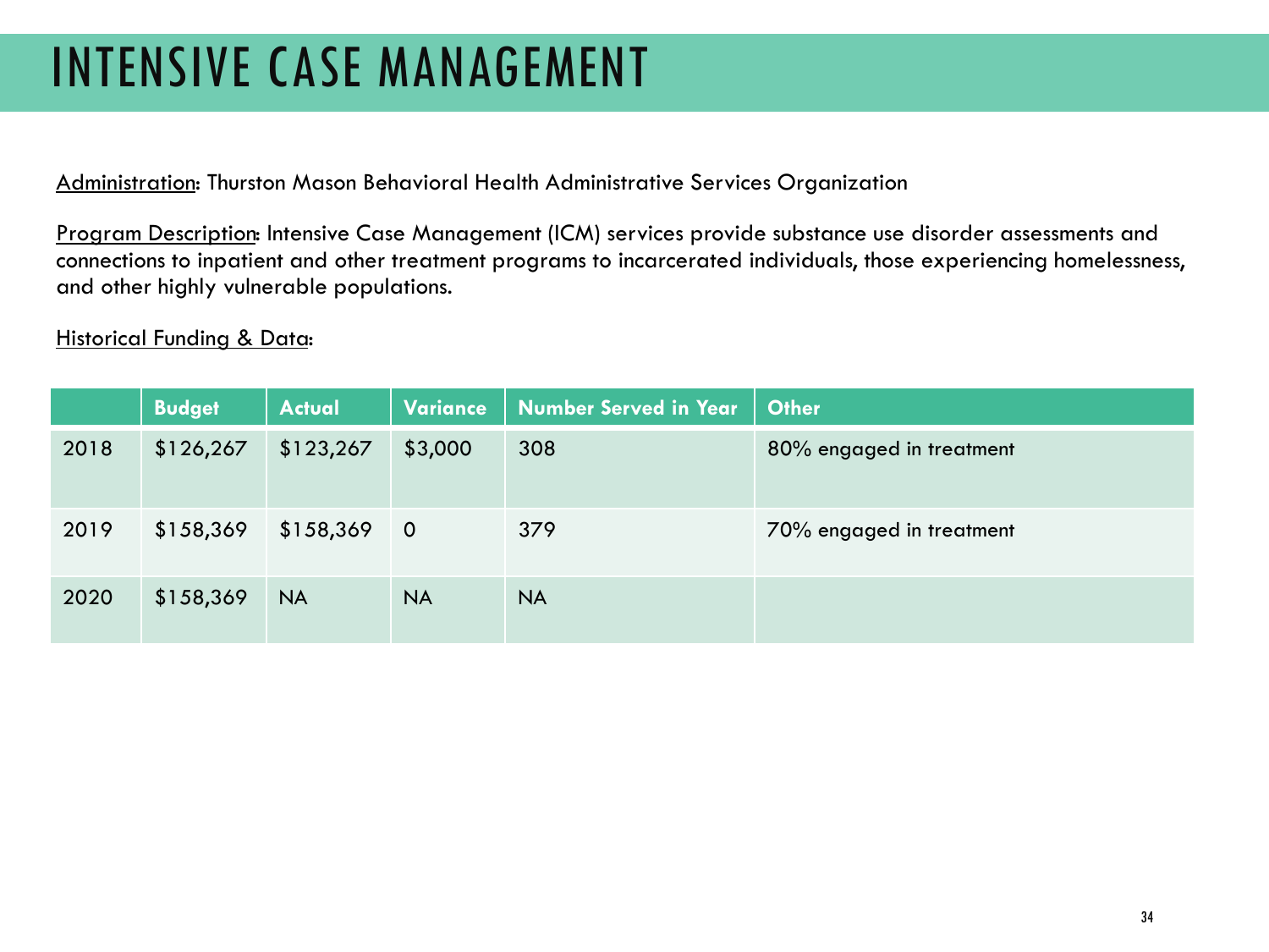# INTENSIVE CASE MANAGEMENT

Administration: Thurston Mason Behavioral Health Administrative Services Organization

Program Description: Intensive Case Management (ICM) services provide substance use disorder assessments and connections to inpatient and other treatment programs to incarcerated individuals, those experiencing homelessness, and other highly vulnerable populations.

Historical Funding & Data:

| | Budget | Actual | Variance | Number Served in Year | Other |
|---|---|---|---|---|---|
| 2018 | $126,267 | $123,267 | $3,000 | 308 | 80% engaged in treatment |
| 2019 | $158,369 | $158,369 | 0 | 379 | 70% engaged in treatment |
| 2020 | $158,369 | NA | NA | NA | |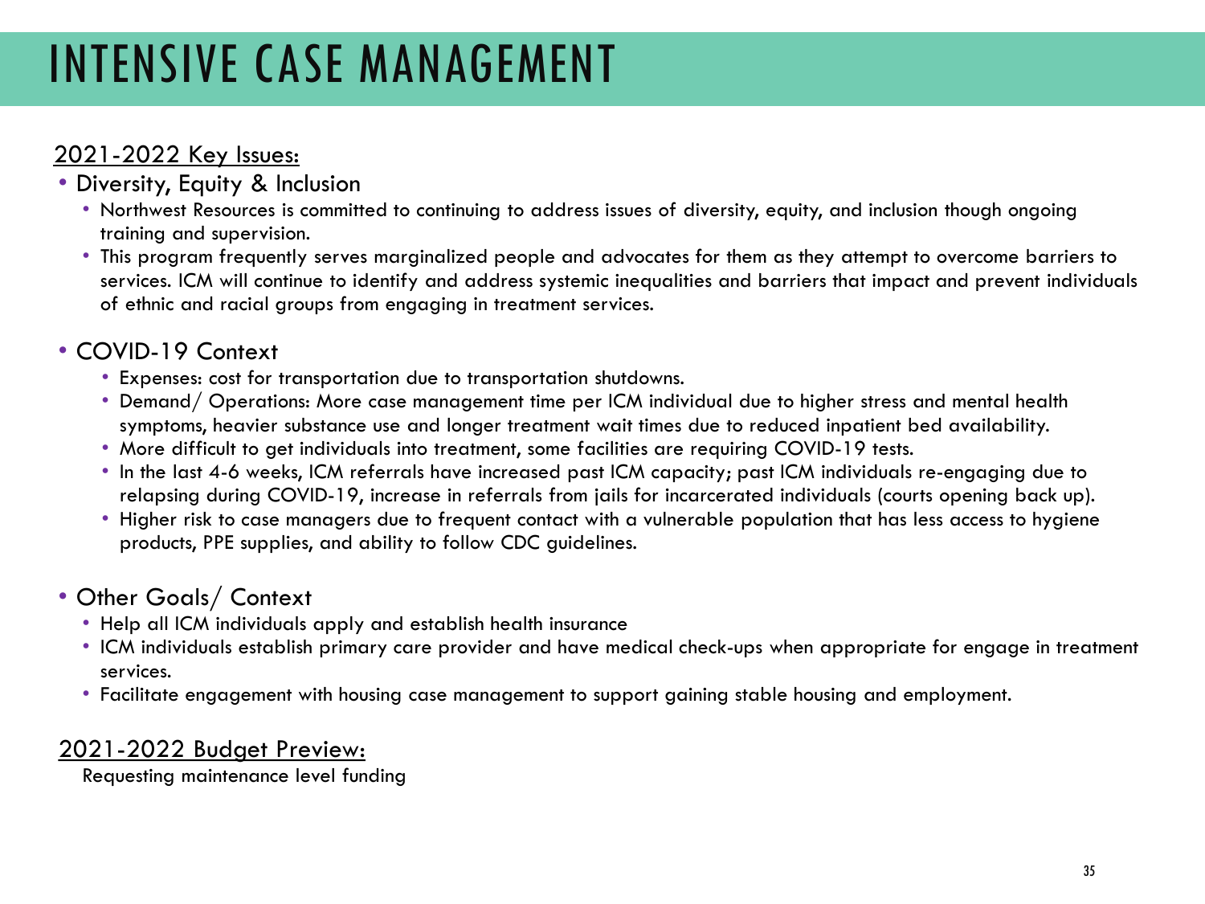# INTENSIVE CASE MANAGEMENT

## 2021-2022 Key Issues:

- Diversity, Equity & Inclusion
  - Northwest Resources is committed to continuing to address issues of diversity, equity, and inclusion though ongoing training and supervision.
  - This program frequently serves marginalized people and advocates for them as they attempt to overcome barriers to services. ICM will continue to identify and address systemic inequalities and barriers that impact and prevent individuals of ethnic and racial groups from engaging in treatment services.

- COVID-19 Context
  - Expenses: cost for transportation due to transportation shutdowns.
  - Demand/ Operations: More case management time per ICM individual due to higher stress and mental health symptoms, heavier substance use and longer treatment wait times due to reduced inpatient bed availability.
  - More difficult to get individuals into treatment, some facilities are requiring COVID-19 tests.
  - In the last 4-6 weeks, ICM referrals have increased past ICM capacity; past ICM individuals re-engaging due to relapsing during COVID-19, increase in referrals from jails for incarcerated individuals (courts opening back up).
  - Higher risk to case managers due to frequent contact with a vulnerable population that has less access to hygiene products, PPE supplies, and ability to follow CDC guidelines.

- Other Goals/ Context
  - Help all ICM individuals apply and establish health insurance
  - ICM individuals establish primary care provider and have medical check-ups when appropriate for engage in treatment services.
  - Facilitate engagement with housing case management to support gaining stable housing and employment.

## 2021-2022 Budget Preview:

Requesting maintenance level funding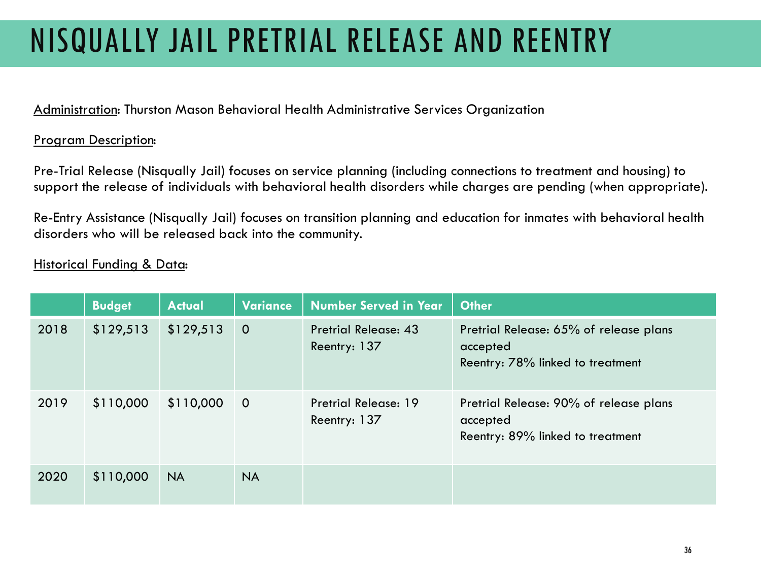# NISQUALLY JAIL PRETRIAL RELEASE AND REENTRY

Administration: Thurston Mason Behavioral Health Administrative Services Organization

Program Description:

Pre-Trial Release (Nisqually Jail) focuses on service planning (including connections to treatment and housing) to support the release of individuals with behavioral health disorders while charges are pending (when appropriate).

Re-Entry Assistance (Nisqually Jail) focuses on transition planning and education for inmates with behavioral health disorders who will be released back into the community.

Historical Funding & Data:

| | Budget | Actual | Variance | Number Served in Year | Other |
|---|---|---|---|---|---|
| 2018 | $129,513 | $129,513 | 0 | Pretrial Release: 43<br>Reentry: 137 | Pretrial Release: 65% of release plans accepted<br>Reentry: 78% linked to treatment |
| 2019 | $110,000 | $110,000 | 0 | Pretrial Release: 19<br>Reentry: 137 | Pretrial Release: 90% of release plans accepted<br>Reentry: 89% linked to treatment |
| 2020 | $110,000 | NA | NA | | |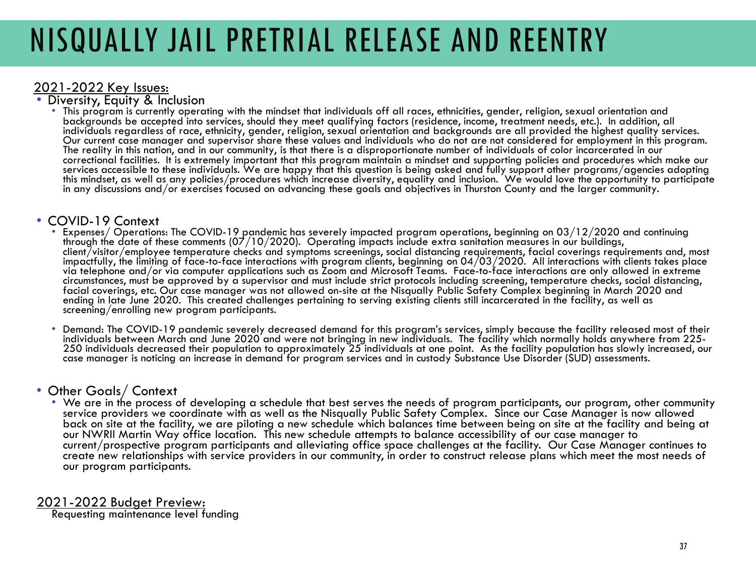# NISQUALLY JAIL PRETRIAL RELEASE AND REENTRY

<u>2021-2022 Key Issues:</u>

- Diversity, Equity & Inclusion
  - This program is currently operating with the mindset that individuals off all races, ethnicities, gender, religion, sexual orientation and backgrounds be accepted into services, should they meet qualifying factors (residence, income, treatment needs, etc.). In addition, all individuals regardless of race, ethnicity, gender, religion, sexual orientation and backgrounds are all provided the highest quality services. Our current case manager and supervisor share these values and individuals who do not are not considered for employment in this program. The reality in this nation, and in our community, is that there is a disproportionate number of individuals of color incarcerated in our correctional facilities. It is extremely important that this program maintain a mindset and supporting policies and procedures which make our services accessible to these individuals. We are happy that this question is being asked and fully support other programs/agencies adopting this mindset, as well as any policies/procedures which increase diversity, equality and inclusion. We would love the opportunity to participate in any discussions and/or exercises focused on advancing these goals and objectives in Thurston County and the larger community.

- COVID-19 Context
  - Expenses/ Operations: The COVID-19 pandemic has severely impacted program operations, beginning on 03/12/2020 and continuing through the date of these comments (07/10/2020). Operating impacts include extra sanitation measures in our buildings, client/visitor/employee temperature checks and symptoms screenings, social distancing requirements, facial coverings requirements and, most impactfully, the limiting of face-to-face interactions with program clients, beginning on 04/03/2020. All interactions with clients takes place via telephone and/or via computer applications such as Zoom and Microsoft Teams. Face-to-face interactions are only allowed in extreme circumstances, must be approved by a supervisor and must include strict protocols including screening, temperature checks, social distancing, facial coverings, etc. Our case manager was not allowed on-site at the Nisqually Public Safety Complex beginning in March 2020 and ending in late June 2020. This created challenges pertaining to serving existing clients still incarcerated in the facility, as well as screening/enrolling new program participants.
  - Demand: The COVID-19 pandemic severely decreased demand for this program's services, simply because the facility released most of their individuals between March and June 2020 and were not bringing in new individuals. The facility which normally holds anywhere from 225-250 individuals decreased their population to approximately 25 individuals at one point. As the facility population has slowly increased, our case manager is noticing an increase in demand for program services and in custody Substance Use Disorder (SUD) assessments.

- Other Goals/ Context
  - We are in the process of developing a schedule that best serves the needs of program participants, our program, other community service providers we coordinate with as well as the Nisqually Public Safety Complex. Since our Case Manager is now allowed back on site at the facility, we are piloting a new schedule which balances time between being on site at the facility and being at our NWRII Martin Way office location. This new schedule attempts to balance accessibility of our case manager to current/prospective program participants and alleviating office space challenges at the facility. Our Case Manager continues to create new relationships with service providers in our community, in order to construct release plans which meet the most needs of our program participants.

<u>2021-2022 Budget Preview:</u>

Requesting maintenance level funding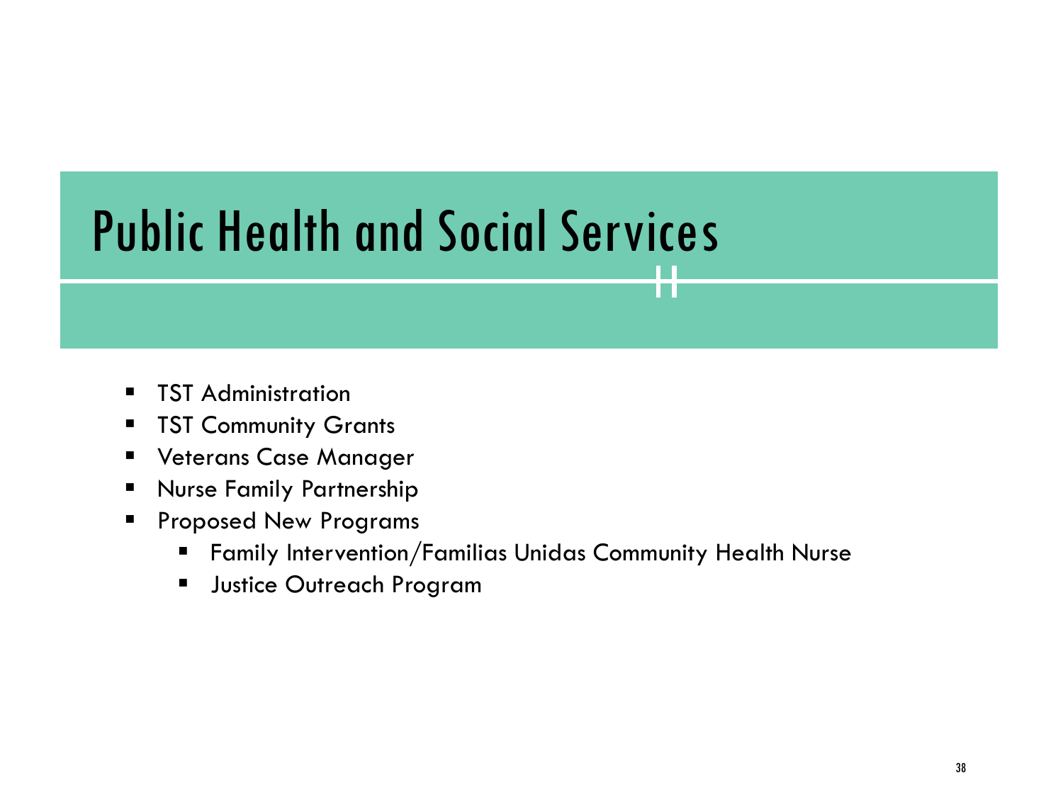# Public Health and Social Services

- TST Administration
- TST Community Grants
- Veterans Case Manager
- Nurse Family Partnership
- Proposed New Programs
  - Family Intervention/Familias Unidas Community Health Nurse
  - Justice Outreach Program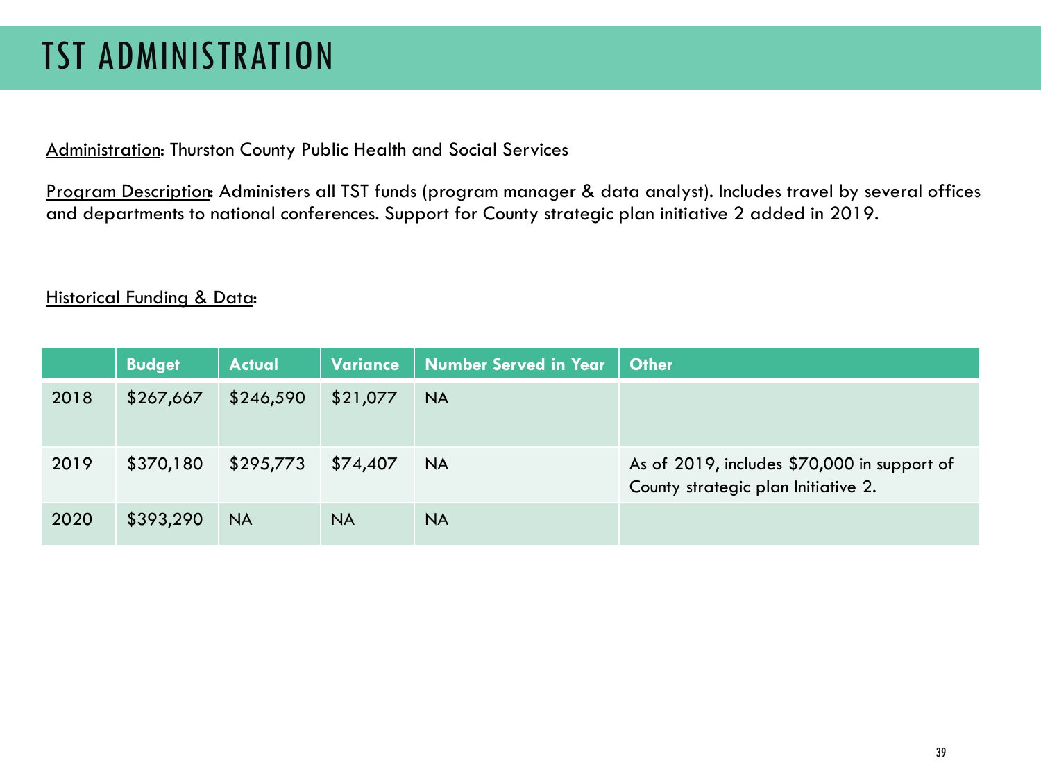# TST ADMINISTRATION

Administration: Thurston County Public Health and Social Services

Program Description: Administers all TST funds (program manager & data analyst). Includes travel by several offices and departments to national conferences. Support for County strategic plan initiative 2 added in 2019.

Historical Funding & Data:

| | Budget | Actual | Variance | Number Served in Year | Other |
|---|---|---|---|---|---|
| 2018 | $267,667 | $246,590 | $21,077 | NA | |
| 2019 | $370,180 | $295,773 | $74,407 | NA | As of 2019, includes $70,000 in support of County strategic plan Initiative 2. |
| 2020 | $393,290 | NA | NA | NA | |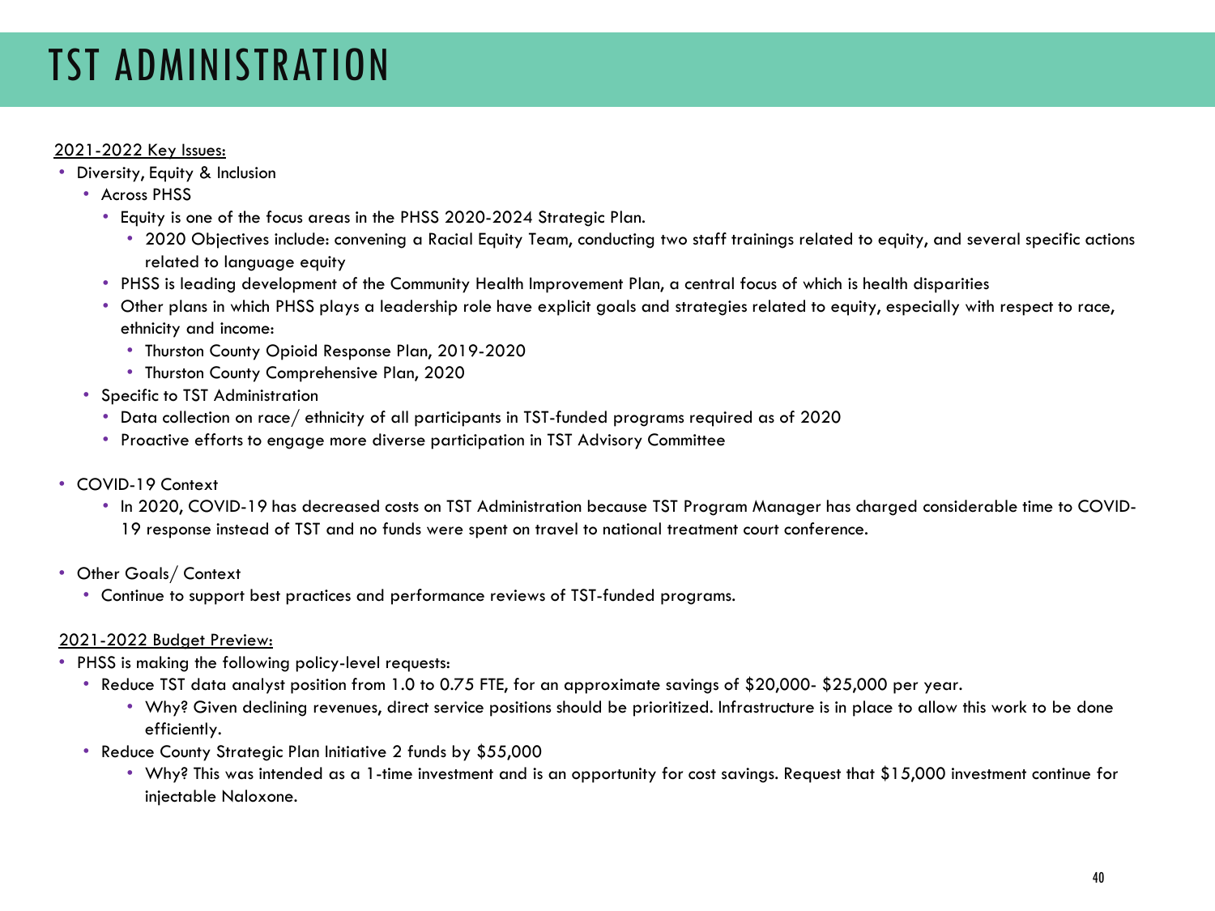# TST ADMINISTRATION

2021-2022 Key Issues:

- Diversity, Equity & Inclusion
  - Across PHSS
    - Equity is one of the focus areas in the PHSS 2020-2024 Strategic Plan.
      - 2020 Objectives include: convening a Racial Equity Team, conducting two staff trainings related to equity, and several specific actions related to language equity
    - PHSS is leading development of the Community Health Improvement Plan, a central focus of which is health disparities
    - Other plans in which PHSS plays a leadership role have explicit goals and strategies related to equity, especially with respect to race, ethnicity and income:
      - Thurston County Opioid Response Plan, 2019-2020
      - Thurston County Comprehensive Plan, 2020
  - Specific to TST Administration
    - Data collection on race/ ethnicity of all participants in TST-funded programs required as of 2020
    - Proactive efforts to engage more diverse participation in TST Advisory Committee

- COVID-19 Context
  - In 2020, COVID-19 has decreased costs on TST Administration because TST Program Manager has charged considerable time to COVID-19 response instead of TST and no funds were spent on travel to national treatment court conference.

- Other Goals/ Context
  - Continue to support best practices and performance reviews of TST-funded programs.

2021-2022 Budget Preview:

- PHSS is making the following policy-level requests:
  - Reduce TST data analyst position from 1.0 to 0.75 FTE, for an approximate savings of $20,000- $25,000 per year.
    - Why? Given declining revenues, direct service positions should be prioritized. Infrastructure is in place to allow this work to be done efficiently.
  - Reduce County Strategic Plan Initiative 2 funds by $55,000
    - Why? This was intended as a 1-time investment and is an opportunity for cost savings. Request that $15,000 investment continue for injectable Naloxone.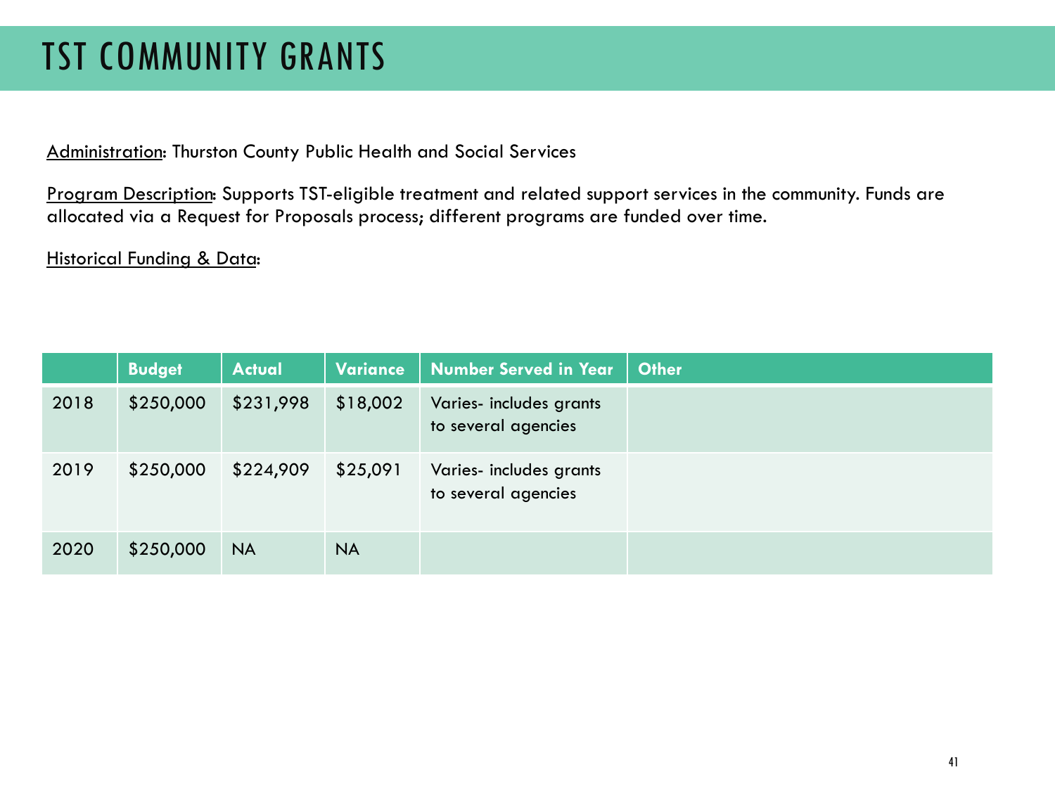# TST COMMUNITY GRANTS

Administration: Thurston County Public Health and Social Services

Program Description: Supports TST-eligible treatment and related support services in the community. Funds are allocated via a Request for Proposals process; different programs are funded over time.

Historical Funding & Data:

| | Budget | Actual | Variance | Number Served in Year | Other |
|---|---|---|---|---|---|
| 2018 | $250,000 | $231,998 | $18,002 | Varies- includes grants to several agencies | |
| 2019 | $250,000 | $224,909 | $25,091 | Varies- includes grants to several agencies | |
| 2020 | $250,000 | NA | NA | | |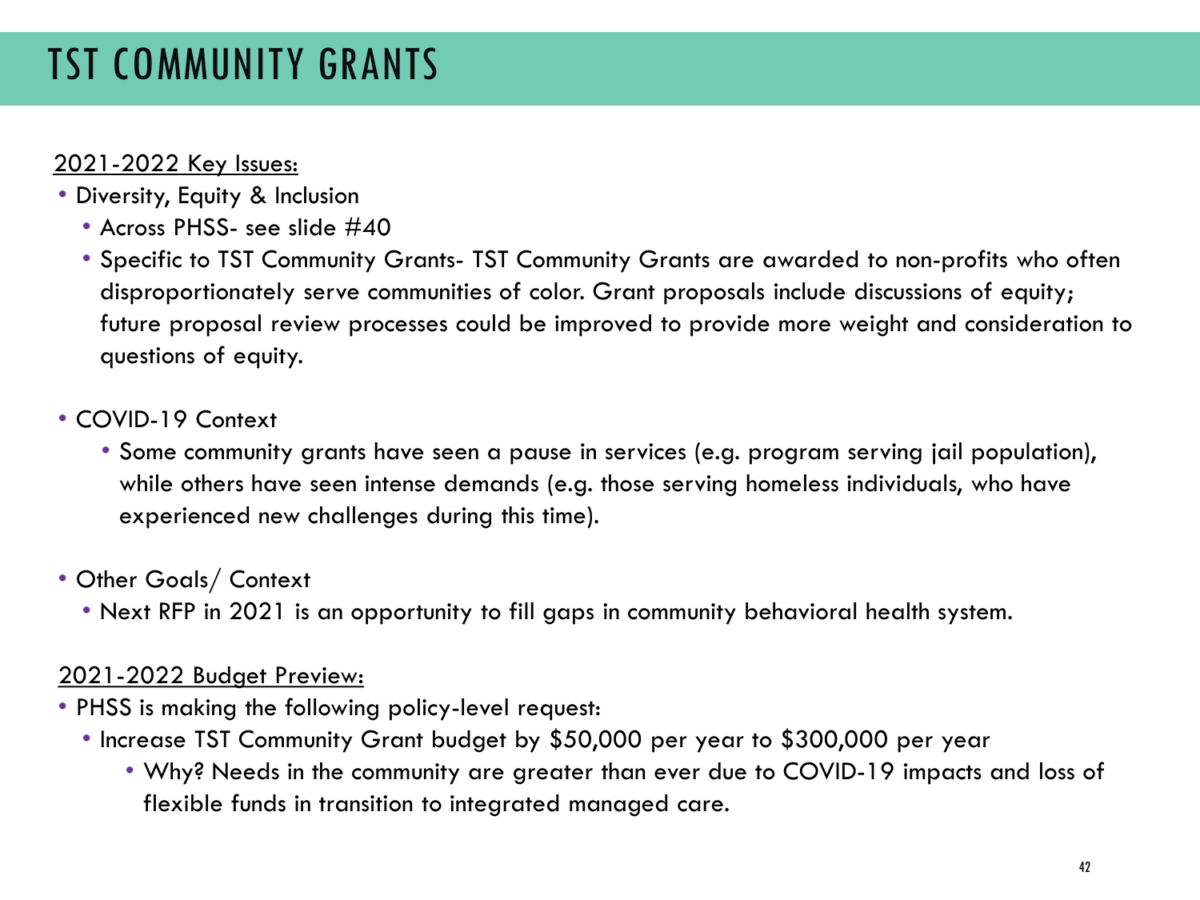# TST COMMUNITY GRANTS

2021-2022 Key Issues:

- Diversity, Equity & Inclusion
  - Across PHSS- see slide #40
  - Specific to TST Community Grants- TST Community Grants are awarded to non-profits who often disproportionately serve communities of color. Grant proposals include discussions of equity; future proposal review processes could be improved to provide more weight and consideration to questions of equity.
- COVID-19 Context
  - Some community grants have seen a pause in services (e.g. program serving jail population), while others have seen intense demands (e.g. those serving homeless individuals, who have experienced new challenges during this time).
- Other Goals/ Context
  - Next RFP in 2021 is an opportunity to fill gaps in community behavioral health system.

2021-2022 Budget Preview:

- PHSS is making the following policy-level request:
  - Increase TST Community Grant budget by $50,000 per year to $300,000 per year
    - Why? Needs in the community are greater than ever due to COVID-19 impacts and loss of flexible funds in transition to integrated managed care.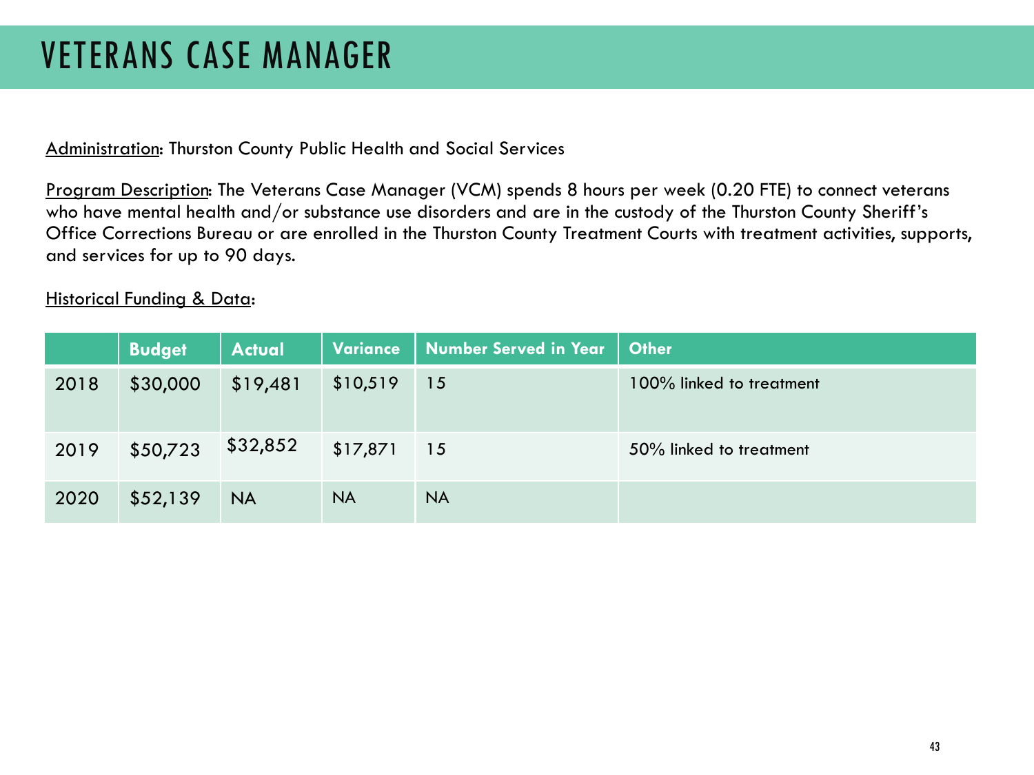# VETERANS CASE MANAGER

Administration: Thurston County Public Health and Social Services

Program Description: The Veterans Case Manager (VCM) spends 8 hours per week (0.20 FTE) to connect veterans who have mental health and/or substance use disorders and are in the custody of the Thurston County Sheriff's Office Corrections Bureau or are enrolled in the Thurston County Treatment Courts with treatment activities, supports, and services for up to 90 days.

Historical Funding & Data:

| | Budget | Actual | Variance | Number Served in Year | Other |
|---|---|---|---|---|---|
| 2018 | $30,000 | $19,481 | $10,519 | 15 | 100% linked to treatment |
| 2019 | $50,723 | $32,852 | $17,871 | 15 | 50% linked to treatment |
| 2020 | $52,139 | NA | NA | NA | |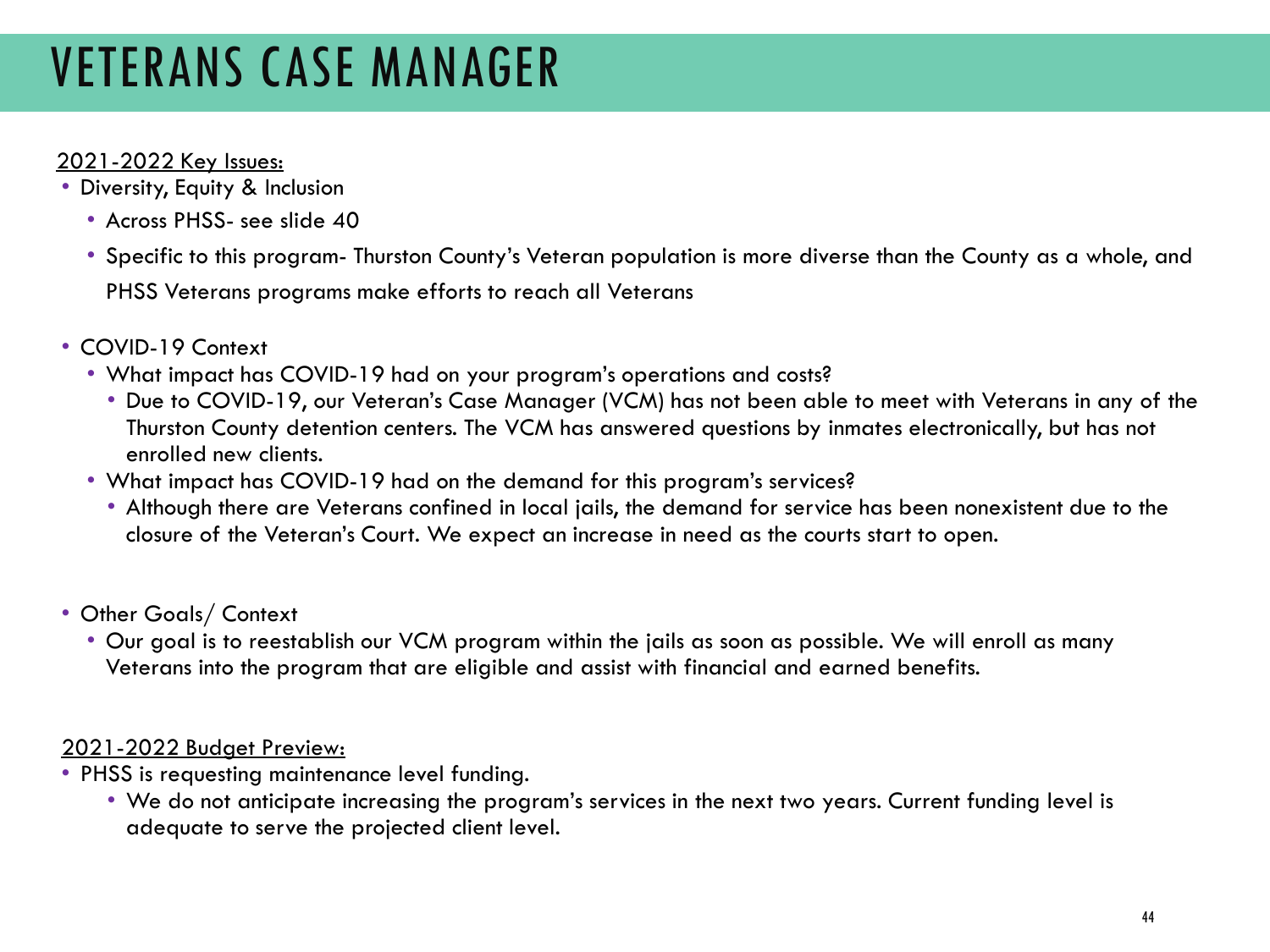# VETERANS CASE MANAGER

2021-2022 Key Issues:

- Diversity, Equity & Inclusion
  - Across PHSS- see slide 40
  - Specific to this program- Thurston County's Veteran population is more diverse than the County as a whole, and PHSS Veterans programs make efforts to reach all Veterans
- COVID-19 Context
  - What impact has COVID-19 had on your program's operations and costs?
    - Due to COVID-19, our Veteran's Case Manager (VCM) has not been able to meet with Veterans in any of the Thurston County detention centers. The VCM has answered questions by inmates electronically, but has not enrolled new clients.
  - What impact has COVID-19 had on the demand for this program's services?
    - Although there are Veterans confined in local jails, the demand for service has been nonexistent due to the closure of the Veteran's Court. We expect an increase in need as the courts start to open.
- Other Goals/ Context
  - Our goal is to reestablish our VCM program within the jails as soon as possible. We will enroll as many Veterans into the program that are eligible and assist with financial and earned benefits.

2021-2022 Budget Preview:

- PHSS is requesting maintenance level funding.
  - We do not anticipate increasing the program's services in the next two years. Current funding level is adequate to serve the projected client level.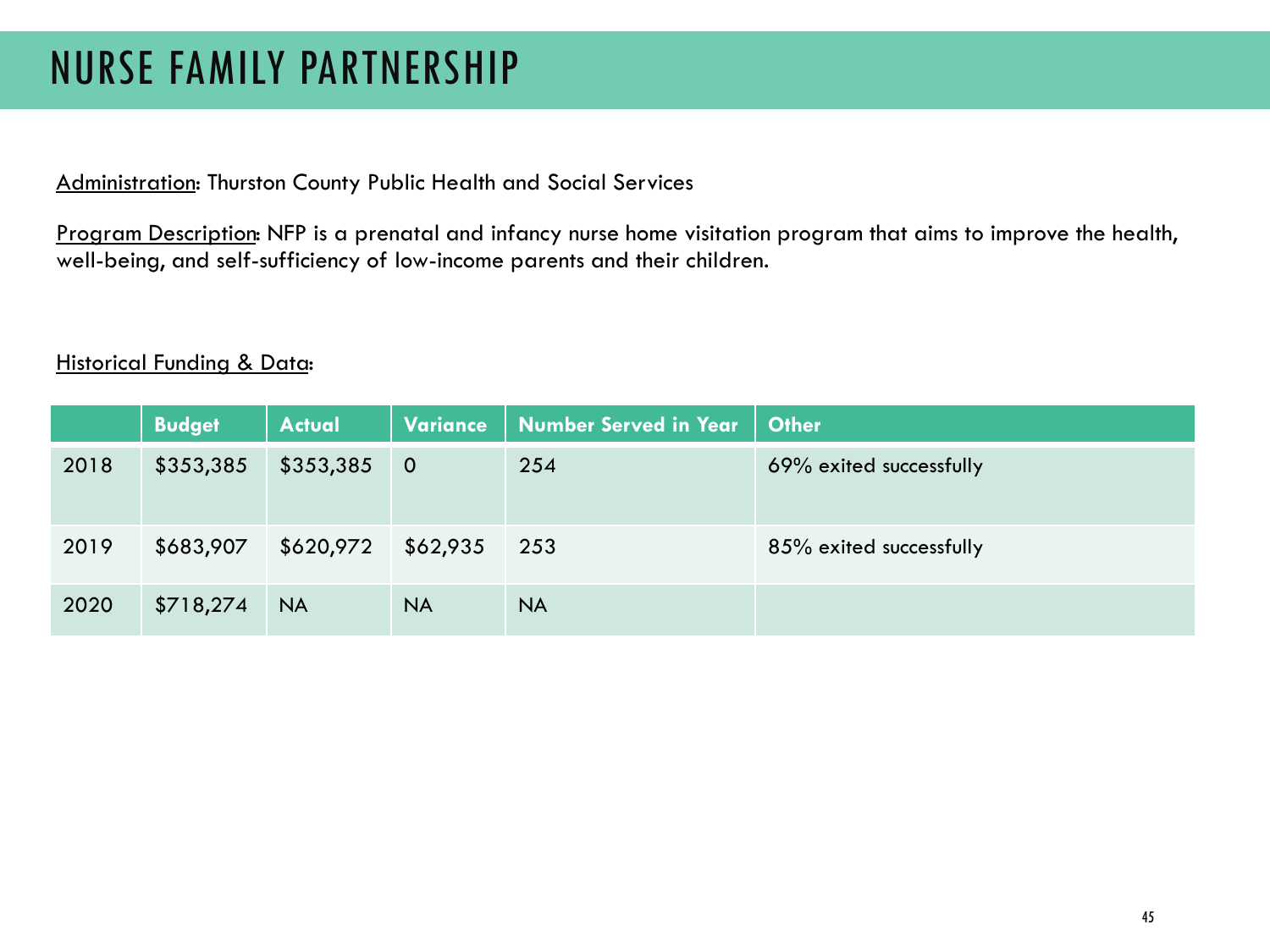# NURSE FAMILY PARTNERSHIP

Administration: Thurston County Public Health and Social Services

Program Description: NFP is a prenatal and infancy nurse home visitation program that aims to improve the health, well-being, and self-sufficiency of low-income parents and their children.

Historical Funding & Data:

| | Budget | Actual | Variance | Number Served in Year | Other |
|---|---|---|---|---|---|
| 2018 | $353,385 | $353,385 | 0 | 254 | 69% exited successfully |
| 2019 | $683,907 | $620,972 | $62,935 | 253 | 85% exited successfully |
| 2020 | $718,274 | NA | NA | NA | |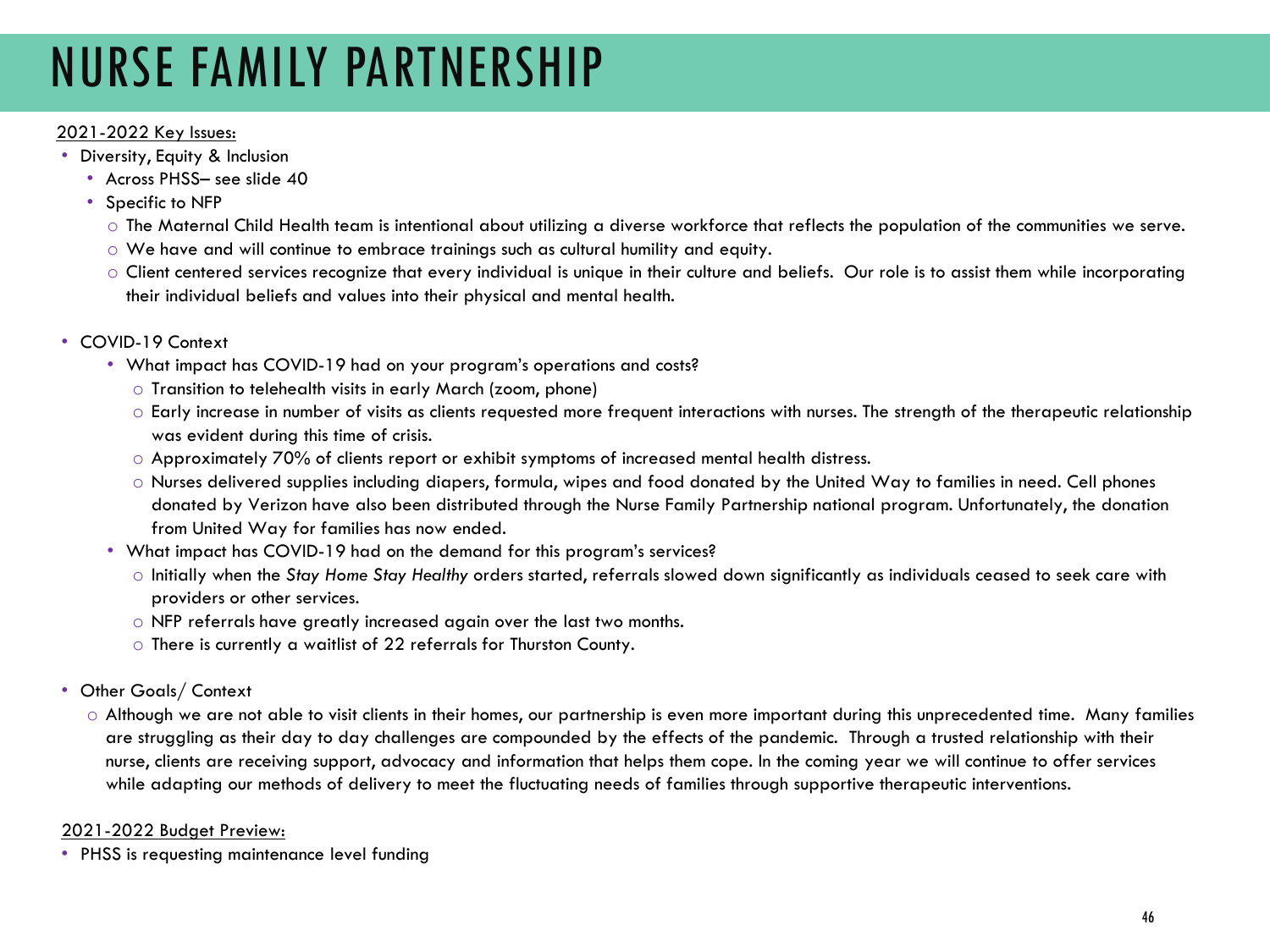# NURSE FAMILY PARTNERSHIP

2021-2022 Key Issues:

- Diversity, Equity & Inclusion
  - Across PHSS– see slide 40
  - Specific to NFP
    - The Maternal Child Health team is intentional about utilizing a diverse workforce that reflects the population of the communities we serve.
    - We have and will continue to embrace trainings such as cultural humility and equity.
    - Client centered services recognize that every individual is unique in their culture and beliefs. Our role is to assist them while incorporating their individual beliefs and values into their physical and mental health.

- COVID-19 Context
  - What impact has COVID-19 had on your program's operations and costs?
    - Transition to telehealth visits in early March (zoom, phone)
    - Early increase in number of visits as clients requested more frequent interactions with nurses. The strength of the therapeutic relationship was evident during this time of crisis.
    - Approximately 70% of clients report or exhibit symptoms of increased mental health distress.
    - Nurses delivered supplies including diapers, formula, wipes and food donated by the United Way to families in need. Cell phones donated by Verizon have also been distributed through the Nurse Family Partnership national program. Unfortunately, the donation from United Way for families has now ended.
  - What impact has COVID-19 had on the demand for this program's services?
    - Initially when the *Stay Home Stay Healthy* orders started, referrals slowed down significantly as individuals ceased to seek care with providers or other services.
    - NFP referrals have greatly increased again over the last two months.
    - There is currently a waitlist of 22 referrals for Thurston County.

- Other Goals/ Context
  - Although we are not able to visit clients in their homes, our partnership is even more important during this unprecedented time. Many families are struggling as their day to day challenges are compounded by the effects of the pandemic. Through a trusted relationship with their nurse, clients are receiving support, advocacy and information that helps them cope. In the coming year we will continue to offer services while adapting our methods of delivery to meet the fluctuating needs of families through supportive therapeutic interventions.

2021-2022 Budget Preview:

- PHSS is requesting maintenance level funding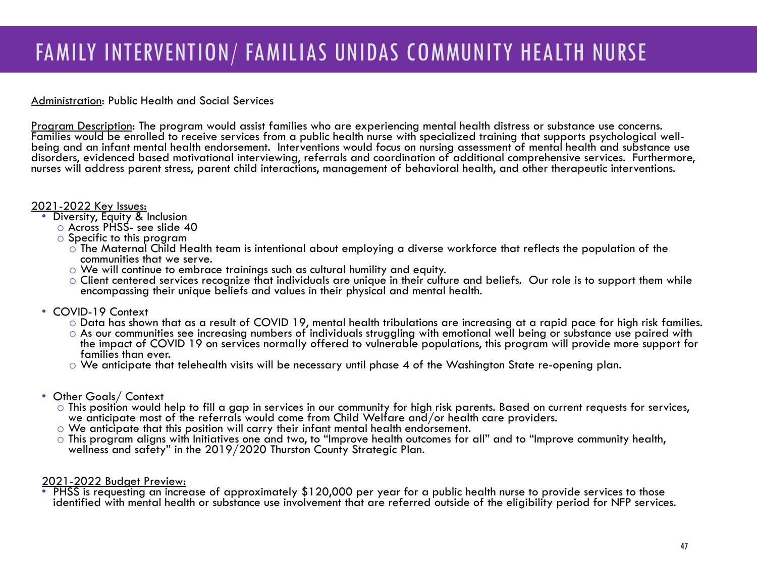# FAMILY INTERVENTION/ FAMILIAS UNIDAS COMMUNITY HEALTH NURSE

Administration: Public Health and Social Services

Program Description: The program would assist families who are experiencing mental health distress or substance use concerns. Families would be enrolled to receive services from a public health nurse with specialized training that supports psychological well-being and an infant mental health endorsement. Interventions would focus on nursing assessment of mental health and substance use disorders, evidenced based motivational interviewing, referrals and coordination of additional comprehensive services. Furthermore, nurses will address parent stress, parent child interactions, management of behavioral health, and other therapeutic interventions.

2021-2022 Key Issues:

- Diversity, Equity & Inclusion
  - Across PHSS- see slide 40
  - Specific to this program
    - The Maternal Child Health team is intentional about employing a diverse workforce that reflects the population of the communities that we serve.
    - We will continue to embrace trainings such as cultural humility and equity.
    - Client centered services recognize that individuals are unique in their culture and beliefs. Our role is to support them while encompassing their unique beliefs and values in their physical and mental health.
- COVID-19 Context
  - Data has shown that as a result of COVID 19, mental health tribulations are increasing at a rapid pace for high risk families.
  - As our communities see increasing numbers of individuals struggling with emotional well being or substance use paired with the impact of COVID 19 on services normally offered to vulnerable populations, this program will provide more support for families than ever.
  - We anticipate that telehealth visits will be necessary until phase 4 of the Washington State re-opening plan.
- Other Goals/ Context
  - This position would help to fill a gap in services in our community for high risk parents. Based on current requests for services, we anticipate most of the referrals would come from Child Welfare and/or health care providers.
  - We anticipate that this position will carry their infant mental health endorsement.
  - This program aligns with Initiatives one and two, to "Improve health outcomes for all" and to "Improve community health, wellness and safety" in the 2019/2020 Thurston County Strategic Plan.

2021-2022 Budget Preview:

- PHSS is requesting an increase of approximately $120,000 per year for a public health nurse to provide services to those identified with mental health or substance use involvement that are referred outside of the eligibility period for NFP services.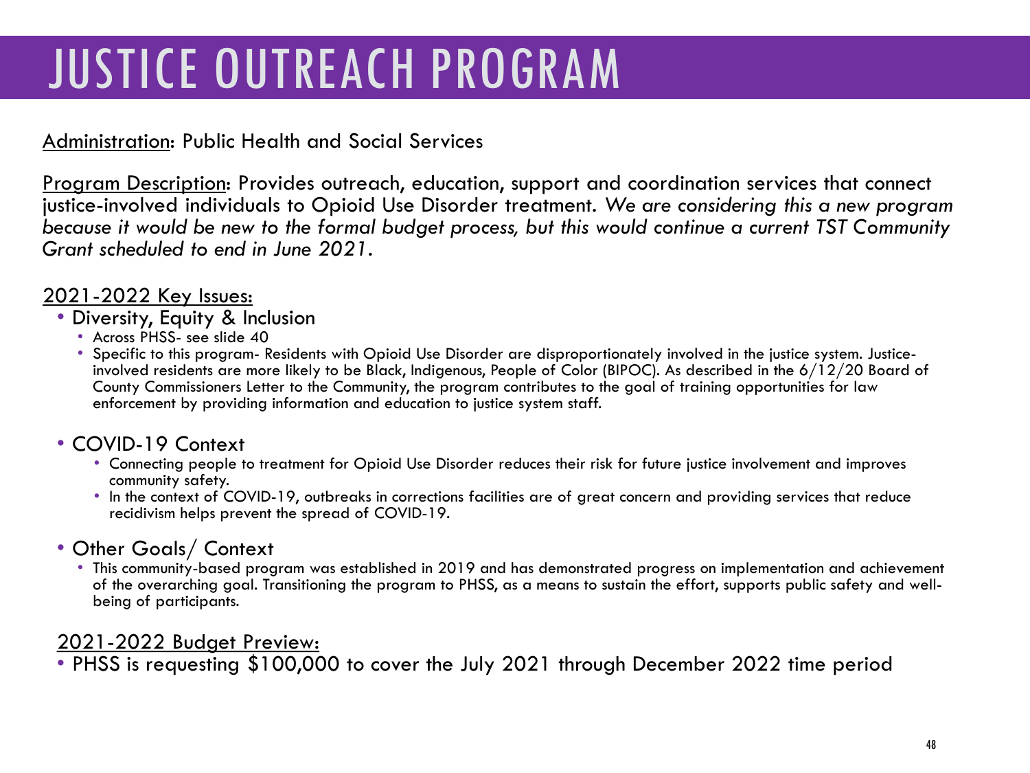# JUSTICE OUTREACH PROGRAM

Administration: Public Health and Social Services

Program Description: Provides outreach, education, support and coordination services that connect justice-involved individuals to Opioid Use Disorder treatment. *We are considering this a new program because it would be new to the formal budget process, but this would continue a current TST Community Grant scheduled to end in June 2021.*

2021-2022 Key Issues:

- Diversity, Equity & Inclusion
  - Across PHSS- see slide 40
  - Specific to this program- Residents with Opioid Use Disorder are disproportionately involved in the justice system. Justice-involved residents are more likely to be Black, Indigenous, People of Color (BIPOC). As described in the 6/12/20 Board of County Commissioners Letter to the Community, the program contributes to the goal of training opportunities for law enforcement by providing information and education to justice system staff.
- COVID-19 Context
  - Connecting people to treatment for Opioid Use Disorder reduces their risk for future justice involvement and improves community safety.
  - In the context of COVID-19, outbreaks in corrections facilities are of great concern and providing services that reduce recidivism helps prevent the spread of COVID-19.
- Other Goals/ Context
  - This community-based program was established in 2019 and has demonstrated progress on implementation and achievement of the overarching goal. Transitioning the program to PHSS, as a means to sustain the effort, supports public safety and well-being of participants.

2021-2022 Budget Preview:

- PHSS is requesting $100,000 to cover the July 2021 through December 2022 time period